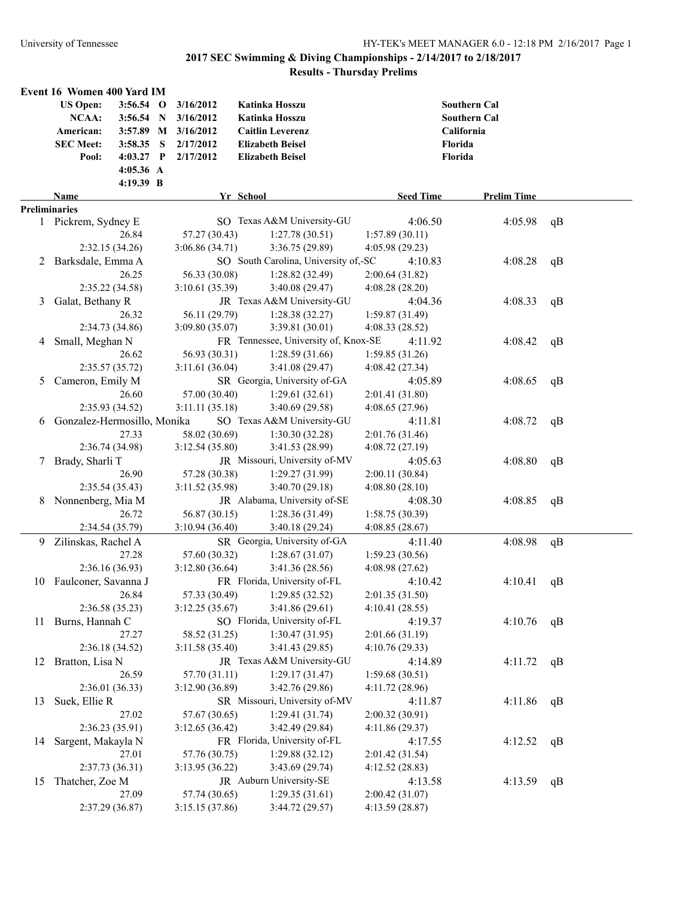## 2017 SEC Swimming & Diving Championships - 2/14/2017 to 2/18/2017

### Results - Thursday Prelims

### Event 16 Women 400 Yard IM

| | | | | | |
|---|---|---|---|---|---|
| US Open: | 3:56.54 | O | 3/16/2012 | Katinka Hosszu | Southern Cal |
| NCAA: | 3:56.54 | N | 3/16/2012 | Katinka Hosszu | Southern Cal |
| American: | 3:57.89 | M | 3/16/2012 | Caitlin Leverenz | California |
| SEC Meet: | 3:58.35 | S | 2/17/2012 | Elizabeth Beisel | Florida |
| Pool: | 4:03.27 | P | 2/17/2012 | Elizabeth Beisel | Florida |
| | 4:05.36 | A | | | |
| | 4:19.39 | B | | | |

**Preliminaries**

| | Name | Yr | School | Seed Time | Prelim Time | |
|---|---|---|---|---|---|---|
| 1 | Pickrem, Sydney E | SO | Texas A&M University-GU | 4:06.50 | 4:05.98 | qB |
| | 26.84 | 57.27 (30.43) | 1:27.78 (30.51) | 1:57.89 (30.11) | | |
| | 2:32.15 (34.26) | 3:06.86 (34.71) | 3:36.75 (29.89) | 4:05.98 (29.23) | | |
| 2 | Barksdale, Emma A | SO | South Carolina, University of,-SC | 4:10.83 | 4:08.28 | qB |
| | 26.25 | 56.33 (30.08) | 1:28.82 (32.49) | 2:00.64 (31.82) | | |
| | 2:35.22 (34.58) | 3:10.61 (35.39) | 3:40.08 (29.47) | 4:08.28 (28.20) | | |
| 3 | Galat, Bethany R | JR | Texas A&M University-GU | 4:04.36 | 4:08.33 | qB |
| | 26.32 | 56.11 (29.79) | 1:28.38 (32.27) | 1:59.87 (31.49) | | |
| | 2:34.73 (34.86) | 3:09.80 (35.07) | 3:39.81 (30.01) | 4:08.33 (28.52) | | |
| 4 | Small, Meghan N | FR | Tennessee, University of, Knox-SE | 4:11.92 | 4:08.42 | qB |
| | 26.62 | 56.93 (30.31) | 1:28.59 (31.66) | 1:59.85 (31.26) | | |
| | 2:35.57 (35.72) | 3:11.61 (36.04) | 3:41.08 (29.47) | 4:08.42 (27.34) | | |
| 5 | Cameron, Emily M | SR | Georgia, University of-GA | 4:05.89 | 4:08.65 | qB |
| | 26.60 | 57.00 (30.40) | 1:29.61 (32.61) | 2:01.41 (31.80) | | |
| | 2:35.93 (34.52) | 3:11.11 (35.18) | 3:40.69 (29.58) | 4:08.65 (27.96) | | |
| 6 | Gonzalez-Hermosillo, Monika | SO | Texas A&M University-GU | 4:11.81 | 4:08.72 | qB |
| | 27.33 | 58.02 (30.69) | 1:30.30 (32.28) | 2:01.76 (31.46) | | |
| | 2:36.74 (34.98) | 3:12.54 (35.80) | 3:41.53 (28.99) | 4:08.72 (27.19) | | |
| 7 | Brady, Sharli T | JR | Missouri, University of-MV | 4:05.63 | 4:08.80 | qB |
| | 26.90 | 57.28 (30.38) | 1:29.27 (31.99) | 2:00.11 (30.84) | | |
| | 2:35.54 (35.43) | 3:11.52 (35.98) | 3:40.70 (29.18) | 4:08.80 (28.10) | | |
| 8 | Nonnenberg, Mia M | JR | Alabama, University of-SE | 4:08.30 | 4:08.85 | qB |
| | 26.72 | 56.87 (30.15) | 1:28.36 (31.49) | 1:58.75 (30.39) | | |
| | 2:34.54 (35.79) | 3:10.94 (36.40) | 3:40.18 (29.24) | 4:08.85 (28.67) | | |
| 9 | Zilinskas, Rachel A | SR | Georgia, University of-GA | 4:11.40 | 4:08.98 | qB |
| | 27.28 | 57.60 (30.32) | 1:28.67 (31.07) | 1:59.23 (30.56) | | |
| | 2:36.16 (36.93) | 3:12.80 (36.64) | 3:41.36 (28.56) | 4:08.98 (27.62) | | |
| 10 | Faulconer, Savanna J | FR | Florida, University of-FL | 4:10.42 | 4:10.41 | qB |
| | 26.84 | 57.33 (30.49) | 1:29.85 (32.52) | 2:01.35 (31.50) | | |
| | 2:36.58 (35.23) | 3:12.25 (35.67) | 3:41.86 (29.61) | 4:10.41 (28.55) | | |
| 11 | Burns, Hannah C | SO | Florida, University of-FL | 4:19.37 | 4:10.76 | qB |
| | 27.27 | 58.52 (31.25) | 1:30.47 (31.95) | 2:01.66 (31.19) | | |
| | 2:36.18 (34.52) | 3:11.58 (35.40) | 3:41.43 (29.85) | 4:10.76 (29.33) | | |
| 12 | Bratton, Lisa N | JR | Texas A&M University-GU | 4:14.89 | 4:11.72 | qB |
| | 26.59 | 57.70 (31.11) | 1:29.17 (31.47) | 1:59.68 (30.51) | | |
| | 2:36.01 (36.33) | 3:12.90 (36.89) | 3:42.76 (29.86) | 4:11.72 (28.96) | | |
| 13 | Suek, Ellie R | SR | Missouri, University of-MV | 4:11.87 | 4:11.86 | qB |
| | 27.02 | 57.67 (30.65) | 1:29.41 (31.74) | 2:00.32 (30.91) | | |
| | 2:36.23 (35.91) | 3:12.65 (36.42) | 3:42.49 (29.84) | 4:11.86 (29.37) | | |
| 14 | Sargent, Makayla N | FR | Florida, University of-FL | 4:17.55 | 4:12.52 | qB |
| | 27.01 | 57.76 (30.75) | 1:29.88 (32.12) | 2:01.42 (31.54) | | |
| | 2:37.73 (36.31) | 3:13.95 (36.22) | 3:43.69 (29.74) | 4:12.52 (28.83) | | |
| 15 | Thatcher, Zoe M | JR | Auburn University-SE | 4:13.58 | 4:13.59 | qB |
| | 27.09 | 57.74 (30.65) | 1:29.35 (31.61) | 2:00.42 (31.07) | | |
| | 2:37.29 (36.87) | 3:15.15 (37.86) | 3:44.72 (29.57) | 4:13.59 (28.87) | | |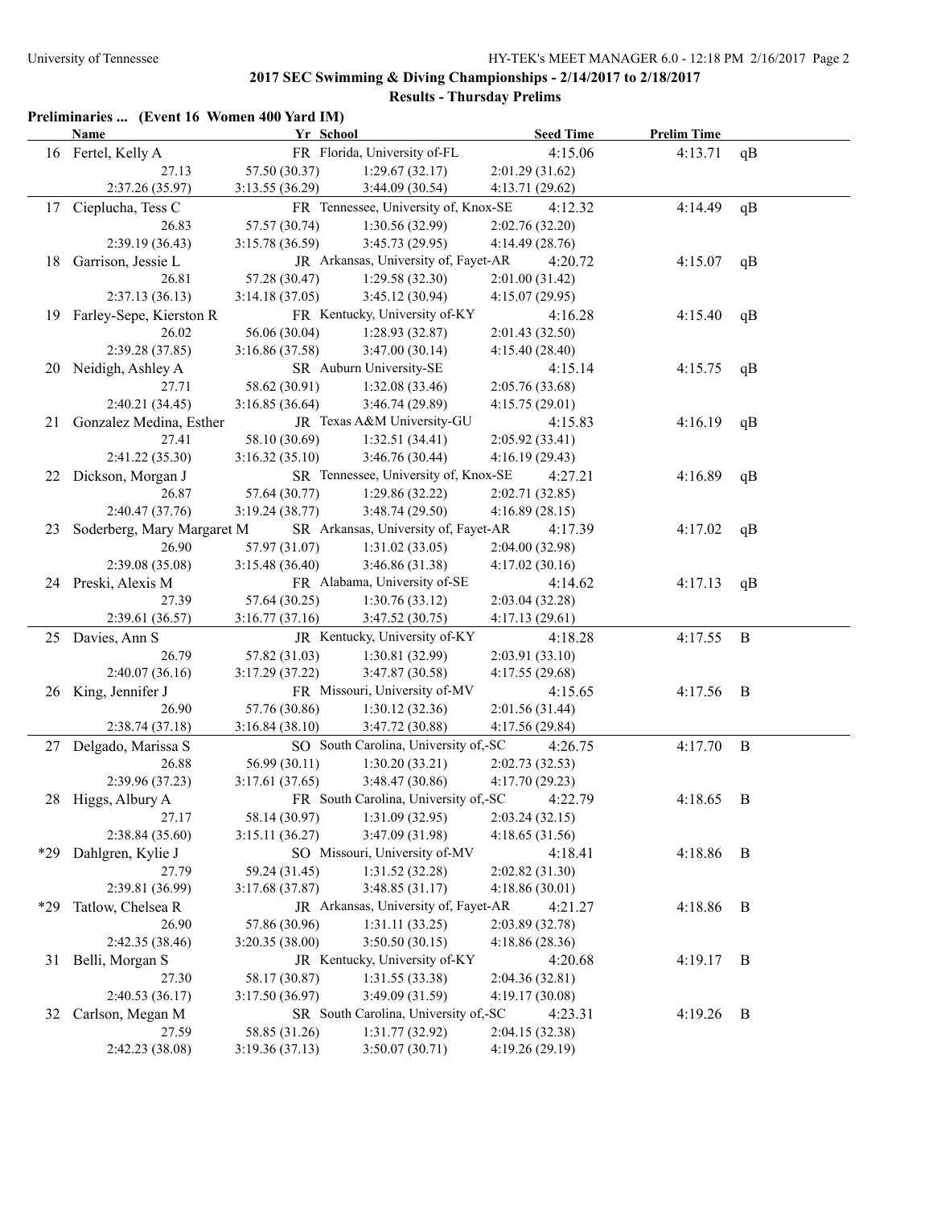## 2017 SEC Swimming & Diving Championships - 2/14/2017 to 2/18/2017

### Results - Thursday Prelims

**Preliminaries ... (Event 16 Women 400 Yard IM)**

| Name | Yr | School | Seed Time | Prelim Time | |
|---|---|---|---|---|---|
| 16 Fertel, Kelly A | FR | Florida, University of-FL | 4:15.06 | 4:13.71 | qB |
| 27.13 | 57.50 (30.37) | 1:29.67 (32.17) | 2:01.29 (31.62) | | |
| 2:37.26 (35.97) | 3:13.55 (36.29) | 3:44.09 (30.54) | 4:13.71 (29.62) | | |
| 17 Cieplucha, Tess C | FR | Tennessee, University of, Knox-SE | 4:12.32 | 4:14.49 | qB |
| 26.83 | 57.57 (30.74) | 1:30.56 (32.99) | 2:02.76 (32.20) | | |
| 2:39.19 (36.43) | 3:15.78 (36.59) | 3:45.73 (29.95) | 4:14.49 (28.76) | | |
| 18 Garrison, Jessie L | JR | Arkansas, University of, Fayet-AR | 4:20.72 | 4:15.07 | qB |
| 26.81 | 57.28 (30.47) | 1:29.58 (32.30) | 2:01.00 (31.42) | | |
| 2:37.13 (36.13) | 3:14.18 (37.05) | 3:45.12 (30.94) | 4:15.07 (29.95) | | |
| 19 Farley-Sepe, Kierston R | FR | Kentucky, University of-KY | 4:16.28 | 4:15.40 | qB |
| 26.02 | 56.06 (30.04) | 1:28.93 (32.87) | 2:01.43 (32.50) | | |
| 2:39.28 (37.85) | 3:16.86 (37.58) | 3:47.00 (30.14) | 4:15.40 (28.40) | | |
| 20 Neidigh, Ashley A | SR | Auburn University-SE | 4:15.14 | 4:15.75 | qB |
| 27.71 | 58.62 (30.91) | 1:32.08 (33.46) | 2:05.76 (33.68) | | |
| 2:40.21 (34.45) | 3:16.85 (36.64) | 3:46.74 (29.89) | 4:15.75 (29.01) | | |
| 21 Gonzalez Medina, Esther | JR | Texas A&M University-GU | 4:15.83 | 4:16.19 | qB |
| 27.41 | 58.10 (30.69) | 1:32.51 (34.41) | 2:05.92 (33.41) | | |
| 2:41.22 (35.30) | 3:16.32 (35.10) | 3:46.76 (30.44) | 4:16.19 (29.43) | | |
| 22 Dickson, Morgan J | SR | Tennessee, University of, Knox-SE | 4:27.21 | 4:16.89 | qB |
| 26.87 | 57.64 (30.77) | 1:29.86 (32.22) | 2:02.71 (32.85) | | |
| 2:40.47 (37.76) | 3:19.24 (38.77) | 3:48.74 (29.50) | 4:16.89 (28.15) | | |
| 23 Soderberg, Mary Margaret M | SR | Arkansas, University of, Fayet-AR | 4:17.39 | 4:17.02 | qB |
| 26.90 | 57.97 (31.07) | 1:31.02 (33.05) | 2:04.00 (32.98) | | |
| 2:39.08 (35.08) | 3:15.48 (36.40) | 3:46.86 (31.38) | 4:17.02 (30.16) | | |
| 24 Preski, Alexis M | FR | Alabama, University of-SE | 4:14.62 | 4:17.13 | qB |
| 27.39 | 57.64 (30.25) | 1:30.76 (33.12) | 2:03.04 (32.28) | | |
| 2:39.61 (36.57) | 3:16.77 (37.16) | 3:47.52 (30.75) | 4:17.13 (29.61) | | |
| 25 Davies, Ann S | JR | Kentucky, University of-KY | 4:18.28 | 4:17.55 | B |
| 26.79 | 57.82 (31.03) | 1:30.81 (32.99) | 2:03.91 (33.10) | | |
| 2:40.07 (36.16) | 3:17.29 (37.22) | 3:47.87 (30.58) | 4:17.55 (29.68) | | |
| 26 King, Jennifer J | FR | Missouri, University of-MV | 4:15.65 | 4:17.56 | B |
| 26.90 | 57.76 (30.86) | 1:30.12 (32.36) | 2:01.56 (31.44) | | |
| 2:38.74 (37.18) | 3:16.84 (38.10) | 3:47.72 (30.88) | 4:17.56 (29.84) | | |
| 27 Delgado, Marissa S | SO | South Carolina, University of,-SC | 4:26.75 | 4:17.70 | B |
| 26.88 | 56.99 (30.11) | 1:30.20 (33.21) | 2:02.73 (32.53) | | |
| 2:39.96 (37.23) | 3:17.61 (37.65) | 3:48.47 (30.86) | 4:17.70 (29.23) | | |
| 28 Higgs, Albury A | FR | South Carolina, University of,-SC | 4:22.79 | 4:18.65 | B |
| 27.17 | 58.14 (30.97) | 1:31.09 (32.95) | 2:03.24 (32.15) | | |
| 2:38.84 (35.60) | 3:15.11 (36.27) | 3:47.09 (31.98) | 4:18.65 (31.56) | | |
| *29 Dahlgren, Kylie J | SO | Missouri, University of-MV | 4:18.41 | 4:18.86 | B |
| 27.79 | 59.24 (31.45) | 1:31.52 (32.28) | 2:02.82 (31.30) | | |
| 2:39.81 (36.99) | 3:17.68 (37.87) | 3:48.85 (31.17) | 4:18.86 (30.01) | | |
| *29 Tatlow, Chelsea R | JR | Arkansas, University of, Fayet-AR | 4:21.27 | 4:18.86 | B |
| 26.90 | 57.86 (30.96) | 1:31.11 (33.25) | 2:03.89 (32.78) | | |
| 2:42.35 (38.46) | 3:20.35 (38.00) | 3:50.50 (30.15) | 4:18.86 (28.36) | | |
| 31 Belli, Morgan S | JR | Kentucky, University of-KY | 4:20.68 | 4:19.17 | B |
| 27.30 | 58.17 (30.87) | 1:31.55 (33.38) | 2:04.36 (32.81) | | |
| 2:40.53 (36.17) | 3:17.50 (36.97) | 3:49.09 (31.59) | 4:19.17 (30.08) | | |
| 32 Carlson, Megan M | SR | South Carolina, University of,-SC | 4:23.31 | 4:19.26 | B |
| 27.59 | 58.85 (31.26) | 1:31.77 (32.92) | 2:04.15 (32.38) | | |
| 2:42.23 (38.08) | 3:19.36 (37.13) | 3:50.07 (30.71) | 4:19.26 (29.19) | | |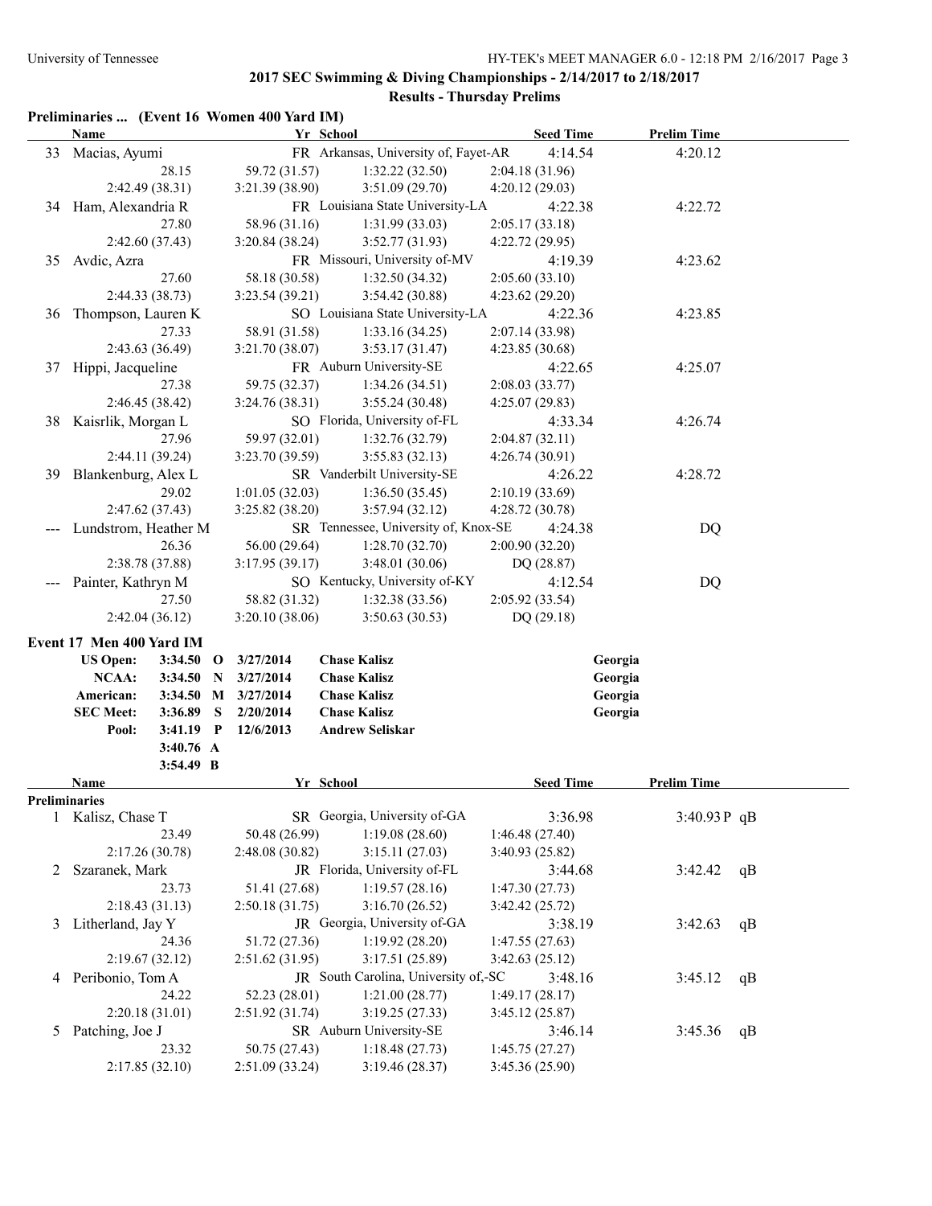## 2017 SEC Swimming & Diving Championships - 2/14/2017 to 2/18/2017

### Results - Thursday Prelims

**Preliminaries ... (Event 16 Women 400 Yard IM)**

| | Name | Yr | School | Seed Time | Prelim Time | |
|---|---|---|---|---|---|---|
| 33 | Macias, Ayumi | FR | Arkansas, University of, Fayet-AR | 4:14.54 | 4:20.12 | |
| | 28.15 | 59.72 (31.57) | 1:32.22 (32.50) | 2:04.18 (31.96) | | |
| | 2:42.49 (38.31) | 3:21.39 (38.90) | 3:51.09 (29.70) | 4:20.12 (29.03) | | |
| 34 | Ham, Alexandria R | FR | Louisiana State University-LA | 4:22.38 | 4:22.72 | |
| | 27.80 | 58.96 (31.16) | 1:31.99 (33.03) | 2:05.17 (33.18) | | |
| | 2:42.60 (37.43) | 3:20.84 (38.24) | 3:52.77 (31.93) | 4:22.72 (29.95) | | |
| 35 | Avdic, Azra | FR | Missouri, University of-MV | 4:19.39 | 4:23.62 | |
| | 27.60 | 58.18 (30.58) | 1:32.50 (34.32) | 2:05.60 (33.10) | | |
| | 2:44.33 (38.73) | 3:23.54 (39.21) | 3:54.42 (30.88) | 4:23.62 (29.20) | | |
| 36 | Thompson, Lauren K | SO | Louisiana State University-LA | 4:22.36 | 4:23.85 | |
| | 27.33 | 58.91 (31.58) | 1:33.16 (34.25) | 2:07.14 (33.98) | | |
| | 2:43.63 (36.49) | 3:21.70 (38.07) | 3:53.17 (31.47) | 4:23.85 (30.68) | | |
| 37 | Hippi, Jacqueline | FR | Auburn University-SE | 4:22.65 | 4:25.07 | |
| | 27.38 | 59.75 (32.37) | 1:34.26 (34.51) | 2:08.03 (33.77) | | |
| | 2:46.45 (38.42) | 3:24.76 (38.31) | 3:55.24 (30.48) | 4:25.07 (29.83) | | |
| 38 | Kaisrlik, Morgan L | SO | Florida, University of-FL | 4:33.34 | 4:26.74 | |
| | 27.96 | 59.97 (32.01) | 1:32.76 (32.79) | 2:04.87 (32.11) | | |
| | 2:44.11 (39.24) | 3:23.70 (39.59) | 3:55.83 (32.13) | 4:26.74 (30.91) | | |
| 39 | Blankenburg, Alex L | SR | Vanderbilt University-SE | 4:26.22 | 4:28.72 | |
| | 29.02 | 1:01.05 (32.03) | 1:36.50 (35.45) | 2:10.19 (33.69) | | |
| | 2:47.62 (37.43) | 3:25.82 (38.20) | 3:57.94 (32.12) | 4:28.72 (30.78) | | |
| --- | Lundstrom, Heather M | SR | Tennessee, University of, Knox-SE | 4:24.38 | DQ | |
| | 26.36 | 56.00 (29.64) | 1:28.70 (32.70) | 2:00.90 (32.20) | | |
| | 2:38.78 (37.88) | 3:17.95 (39.17) | 3:48.01 (30.06) | DQ (28.87) | | |
| --- | Painter, Kathryn M | SO | Kentucky, University of-KY | 4:12.54 | DQ | |
| | 27.50 | 58.82 (31.32) | 1:32.38 (33.56) | 2:05.92 (33.54) | | |
| | 2:42.04 (36.12) | 3:20.10 (38.06) | 3:50.63 (30.53) | DQ (29.18) | | |

**Event 17 Men 400 Yard IM**

| | | | | | |
|---|---|---|---|---|---|
| US Open: | 3:34.50 | O | 3/27/2014 | Chase Kalisz | Georgia |
| NCAA: | 3:34.50 | N | 3/27/2014 | Chase Kalisz | Georgia |
| American: | 3:34.50 | M | 3/27/2014 | Chase Kalisz | Georgia |
| SEC Meet: | 3:36.89 | S | 2/20/2014 | Chase Kalisz | Georgia |
| Pool: | 3:41.19 | P | 12/6/2013 | Andrew Seliskar | |
| | 3:40.76 | A | | | |
| | 3:54.49 | B | | | |

**Preliminaries**

| | Name | Yr | School | Seed Time | Prelim Time | |
|---|---|---|---|---|---|---|
| 1 | Kalisz, Chase T | SR | Georgia, University of-GA | 3:36.98 | 3:40.93P | qB |
| | 23.49 | 50.48 (26.99) | 1:19.08 (28.60) | 1:46.48 (27.40) | | |
| | 2:17.26 (30.78) | 2:48.08 (30.82) | 3:15.11 (27.03) | 3:40.93 (25.82) | | |
| 2 | Szaranek, Mark | JR | Florida, University of-FL | 3:44.68 | 3:42.42 | qB |
| | 23.73 | 51.41 (27.68) | 1:19.57 (28.16) | 1:47.30 (27.73) | | |
| | 2:18.43 (31.13) | 2:50.18 (31.75) | 3:16.70 (26.52) | 3:42.42 (25.72) | | |
| 3 | Litherland, Jay Y | JR | Georgia, University of-GA | 3:38.19 | 3:42.63 | qB |
| | 24.36 | 51.72 (27.36) | 1:19.92 (28.20) | 1:47.55 (27.63) | | |
| | 2:19.67 (32.12) | 2:51.62 (31.95) | 3:17.51 (25.89) | 3:42.63 (25.12) | | |
| 4 | Peribonio, Tom A | JR | South Carolina, University of,-SC | 3:48.16 | 3:45.12 | qB |
| | 24.22 | 52.23 (28.01) | 1:21.00 (28.77) | 1:49.17 (28.17) | | |
| | 2:20.18 (31.01) | 2:51.92 (31.74) | 3:19.25 (27.33) | 3:45.12 (25.87) | | |
| 5 | Patching, Joe J | SR | Auburn University-SE | 3:46.14 | 3:45.36 | qB |
| | 23.32 | 50.75 (27.43) | 1:18.48 (27.73) | 1:45.75 (27.27) | | |
| | 2:17.85 (32.10) | 2:51.09 (33.24) | 3:19.46 (28.37) | 3:45.36 (25.90) | | |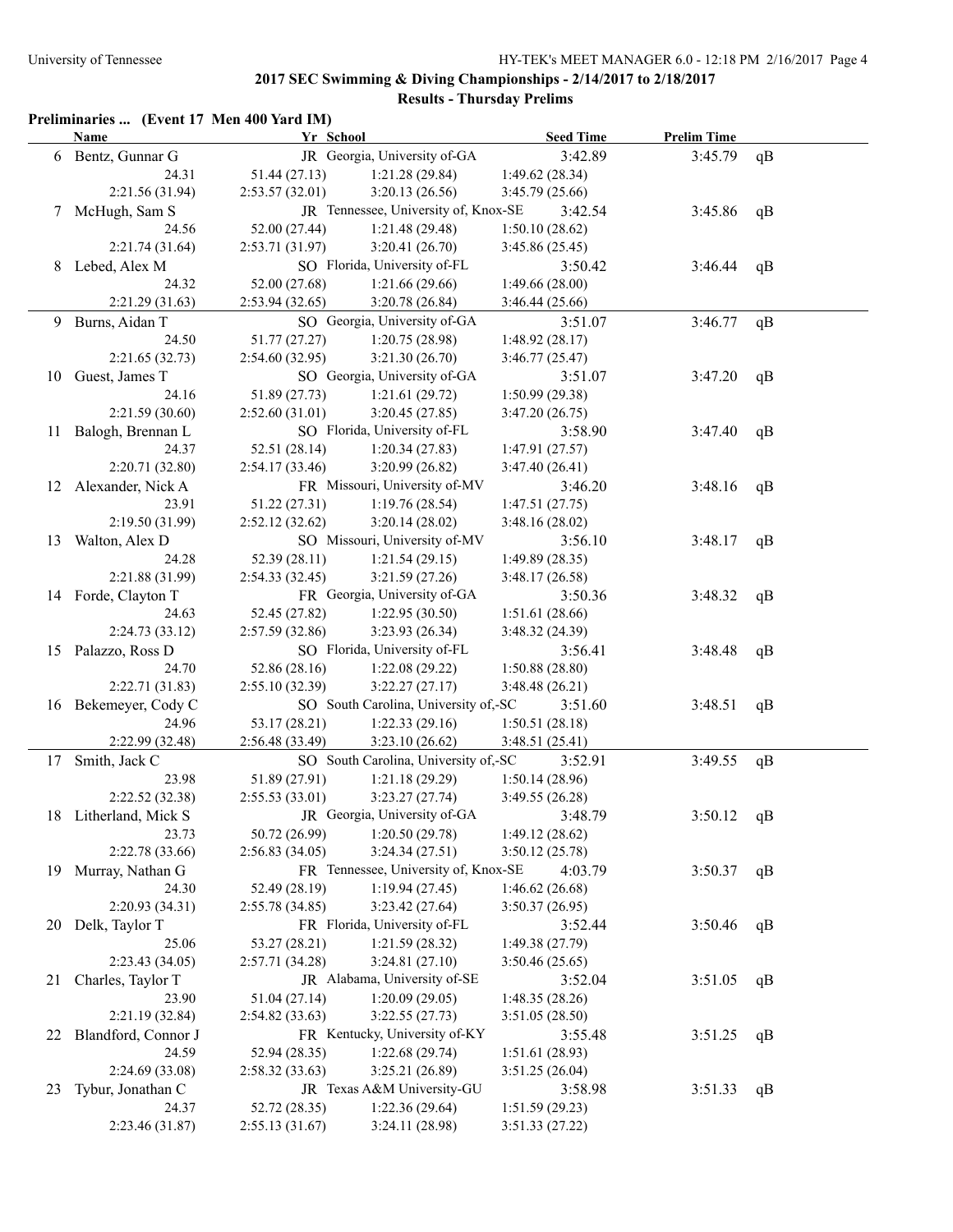## 2017 SEC Swimming & Diving Championships - 2/14/2017 to 2/18/2017

### Results - Thursday Prelims

**Preliminaries ... (Event 17 Men 400 Yard IM)**

| | Name | Yr | School | Seed Time | Prelim Time | |
|---|---|---|---|---|---|---|
| 6 | Bentz, Gunnar G | JR | Georgia, University of-GA | 3:42.89 | 3:45.79 | qB |
| | 24.31 | 51.44 (27.13) | 1:21.28 (29.84) | 1:49.62 (28.34) | | |
| | 2:21.56 (31.94) | 2:53.57 (32.01) | 3:20.13 (26.56) | 3:45.79 (25.66) | | |
| 7 | McHugh, Sam S | JR | Tennessee, University of, Knox-SE | 3:42.54 | 3:45.86 | qB |
| | 24.56 | 52.00 (27.44) | 1:21.48 (29.48) | 1:50.10 (28.62) | | |
| | 2:21.74 (31.64) | 2:53.71 (31.97) | 3:20.41 (26.70) | 3:45.86 (25.45) | | |
| 8 | Lebed, Alex M | SO | Florida, University of-FL | 3:50.42 | 3:46.44 | qB |
| | 24.32 | 52.00 (27.68) | 1:21.66 (29.66) | 1:49.66 (28.00) | | |
| | 2:21.29 (31.63) | 2:53.94 (32.65) | 3:20.78 (26.84) | 3:46.44 (25.66) | | |
| 9 | Burns, Aidan T | SO | Georgia, University of-GA | 3:51.07 | 3:46.77 | qB |
| | 24.50 | 51.77 (27.27) | 1:20.75 (28.98) | 1:48.92 (28.17) | | |
| | 2:21.65 (32.73) | 2:54.60 (32.95) | 3:21.30 (26.70) | 3:46.77 (25.47) | | |
| 10 | Guest, James T | SO | Georgia, University of-GA | 3:51.07 | 3:47.20 | qB |
| | 24.16 | 51.89 (27.73) | 1:21.61 (29.72) | 1:50.99 (29.38) | | |
| | 2:21.59 (30.60) | 2:52.60 (31.01) | 3:20.45 (27.85) | 3:47.20 (26.75) | | |
| 11 | Balogh, Brennan L | SO | Florida, University of-FL | 3:58.90 | 3:47.40 | qB |
| | 24.37 | 52.51 (28.14) | 1:20.34 (27.83) | 1:47.91 (27.57) | | |
| | 2:20.71 (32.80) | 2:54.17 (33.46) | 3:20.99 (26.82) | 3:47.40 (26.41) | | |
| 12 | Alexander, Nick A | FR | Missouri, University of-MV | 3:46.20 | 3:48.16 | qB |
| | 23.91 | 51.22 (27.31) | 1:19.76 (28.54) | 1:47.51 (27.75) | | |
| | 2:19.50 (31.99) | 2:52.12 (32.62) | 3:20.14 (28.02) | 3:48.16 (28.02) | | |
| 13 | Walton, Alex D | SO | Missouri, University of-MV | 3:56.10 | 3:48.17 | qB |
| | 24.28 | 52.39 (28.11) | 1:21.54 (29.15) | 1:49.89 (28.35) | | |
| | 2:21.88 (31.99) | 2:54.33 (32.45) | 3:21.59 (27.26) | 3:48.17 (26.58) | | |
| 14 | Forde, Clayton T | FR | Georgia, University of-GA | 3:50.36 | 3:48.32 | qB |
| | 24.63 | 52.45 (27.82) | 1:22.95 (30.50) | 1:51.61 (28.66) | | |
| | 2:24.73 (33.12) | 2:57.59 (32.86) | 3:23.93 (26.34) | 3:48.32 (24.39) | | |
| 15 | Palazzo, Ross D | SO | Florida, University of-FL | 3:56.41 | 3:48.48 | qB |
| | 24.70 | 52.86 (28.16) | 1:22.08 (29.22) | 1:50.88 (28.80) | | |
| | 2:22.71 (31.83) | 2:55.10 (32.39) | 3:22.27 (27.17) | 3:48.48 (26.21) | | |
| 16 | Bekemeyer, Cody C | SO | South Carolina, University of,-SC | 3:51.60 | 3:48.51 | qB |
| | 24.96 | 53.17 (28.21) | 1:22.33 (29.16) | 1:50.51 (28.18) | | |
| | 2:22.99 (32.48) | 2:56.48 (33.49) | 3:23.10 (26.62) | 3:48.51 (25.41) | | |
| 17 | Smith, Jack C | SO | South Carolina, University of,-SC | 3:52.91 | 3:49.55 | qB |
| | 23.98 | 51.89 (27.91) | 1:21.18 (29.29) | 1:50.14 (28.96) | | |
| | 2:22.52 (32.38) | 2:55.53 (33.01) | 3:23.27 (27.74) | 3:49.55 (26.28) | | |
| 18 | Litherland, Mick S | JR | Georgia, University of-GA | 3:48.79 | 3:50.12 | qB |
| | 23.73 | 50.72 (26.99) | 1:20.50 (29.78) | 1:49.12 (28.62) | | |
| | 2:22.78 (33.66) | 2:56.83 (34.05) | 3:24.34 (27.51) | 3:50.12 (25.78) | | |
| 19 | Murray, Nathan G | FR | Tennessee, University of, Knox-SE | 4:03.79 | 3:50.37 | qB |
| | 24.30 | 52.49 (28.19) | 1:19.94 (27.45) | 1:46.62 (26.68) | | |
| | 2:20.93 (34.31) | 2:55.78 (34.85) | 3:23.42 (27.64) | 3:50.37 (26.95) | | |
| 20 | Delk, Taylor T | FR | Florida, University of-FL | 3:52.44 | 3:50.46 | qB |
| | 25.06 | 53.27 (28.21) | 1:21.59 (28.32) | 1:49.38 (27.79) | | |
| | 2:23.43 (34.05) | 2:57.71 (34.28) | 3:24.81 (27.10) | 3:50.46 (25.65) | | |
| 21 | Charles, Taylor T | JR | Alabama, University of-SE | 3:52.04 | 3:51.05 | qB |
| | 23.90 | 51.04 (27.14) | 1:20.09 (29.05) | 1:48.35 (28.26) | | |
| | 2:21.19 (32.84) | 2:54.82 (33.63) | 3:22.55 (27.73) | 3:51.05 (28.50) | | |
| 22 | Blandford, Connor J | FR | Kentucky, University of-KY | 3:55.48 | 3:51.25 | qB |
| | 24.59 | 52.94 (28.35) | 1:22.68 (29.74) | 1:51.61 (28.93) | | |
| | 2:24.69 (33.08) | 2:58.32 (33.63) | 3:25.21 (26.89) | 3:51.25 (26.04) | | |
| 23 | Tybur, Jonathan C | JR | Texas A&M University-GU | 3:58.98 | 3:51.33 | qB |
| | 24.37 | 52.72 (28.35) | 1:22.36 (29.64) | 1:51.59 (29.23) | | |
| | 2:23.46 (31.87) | 2:55.13 (31.67) | 3:24.11 (28.98) | 3:51.33 (27.22) | | |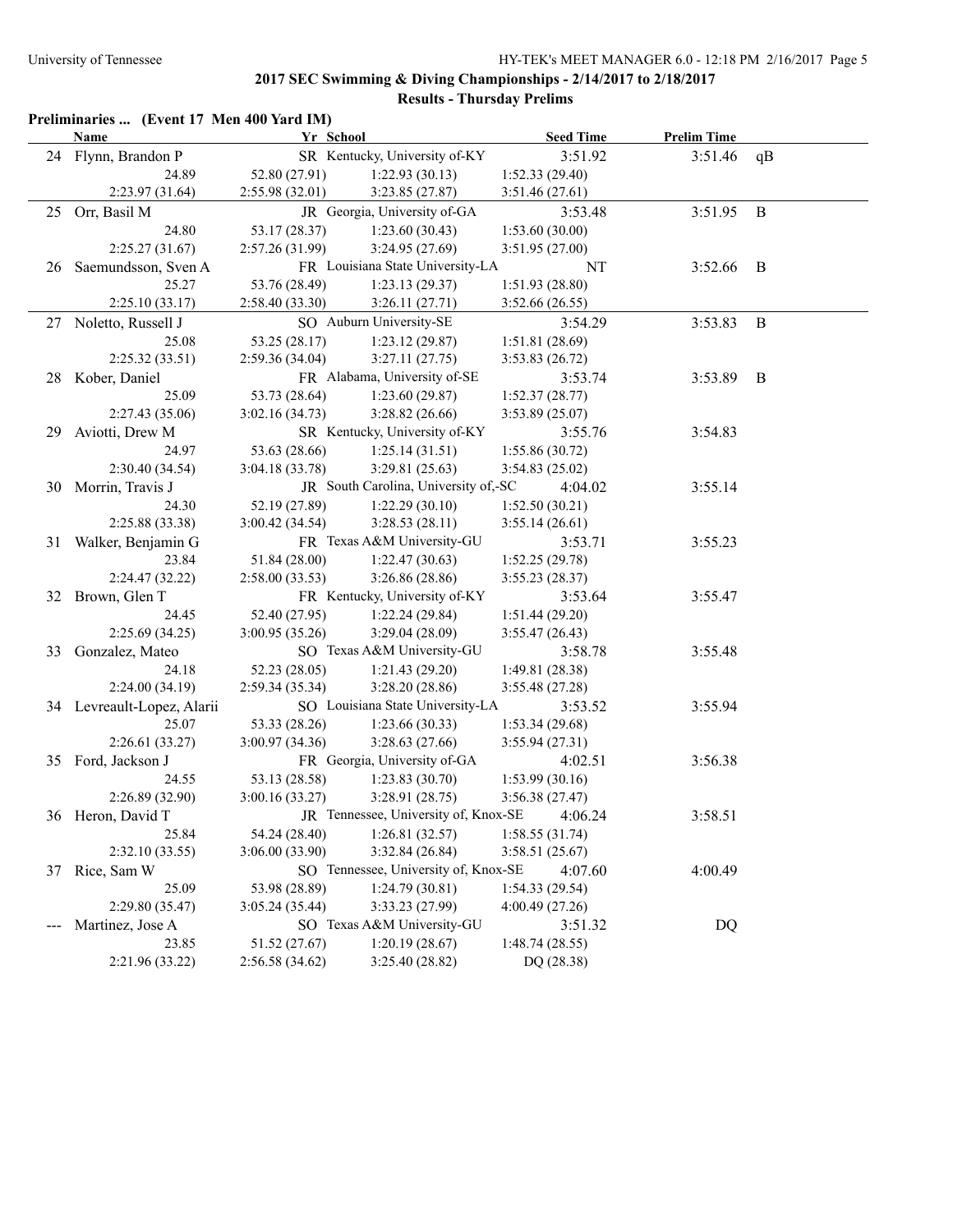# 2017 SEC Swimming & Diving Championships - 2/14/2017 to 2/18/2017

## Results - Thursday Prelims

### Preliminaries ... (Event 17 Men 400 Yard IM)

| | Name | Yr | School | Seed Time | Prelim Time | |
|---|---|---|---|---|---|---|
| 24 | Flynn, Brandon P | SR | Kentucky, University of-KY | 3:51.92 | 3:51.46 | qB |
| | 24.89 | 52.80 (27.91) | 1:22.93 (30.13) | 1:52.33 (29.40) | | |
| | 2:23.97 (31.64) | 2:55.98 (32.01) | 3:23.85 (27.87) | 3:51.46 (27.61) | | |
| 25 | Orr, Basil M | JR | Georgia, University of-GA | 3:53.48 | 3:51.95 | B |
| | 24.80 | 53.17 (28.37) | 1:23.60 (30.43) | 1:53.60 (30.00) | | |
| | 2:25.27 (31.67) | 2:57.26 (31.99) | 3:24.95 (27.69) | 3:51.95 (27.00) | | |
| 26 | Saemundsson, Sven A | FR | Louisiana State University-LA | NT | 3:52.66 | B |
| | 25.27 | 53.76 (28.49) | 1:23.13 (29.37) | 1:51.93 (28.80) | | |
| | 2:25.10 (33.17) | 2:58.40 (33.30) | 3:26.11 (27.71) | 3:52.66 (26.55) | | |
| 27 | Noletto, Russell J | SO | Auburn University-SE | 3:54.29 | 3:53.83 | B |
| | 25.08 | 53.25 (28.17) | 1:23.12 (29.87) | 1:51.81 (28.69) | | |
| | 2:25.32 (33.51) | 2:59.36 (34.04) | 3:27.11 (27.75) | 3:53.83 (26.72) | | |
| 28 | Kober, Daniel | FR | Alabama, University of-SE | 3:53.74 | 3:53.89 | B |
| | 25.09 | 53.73 (28.64) | 1:23.60 (29.87) | 1:52.37 (28.77) | | |
| | 2:27.43 (35.06) | 3:02.16 (34.73) | 3:28.82 (26.66) | 3:53.89 (25.07) | | |
| 29 | Aviotti, Drew M | SR | Kentucky, University of-KY | 3:55.76 | 3:54.83 | |
| | 24.97 | 53.63 (28.66) | 1:25.14 (31.51) | 1:55.86 (30.72) | | |
| | 2:30.40 (34.54) | 3:04.18 (33.78) | 3:29.81 (25.63) | 3:54.83 (25.02) | | |
| 30 | Morrin, Travis J | JR | South Carolina, University of,-SC | 4:04.02 | 3:55.14 | |
| | 24.30 | 52.19 (27.89) | 1:22.29 (30.10) | 1:52.50 (30.21) | | |
| | 2:25.88 (33.38) | 3:00.42 (34.54) | 3:28.53 (28.11) | 3:55.14 (26.61) | | |
| 31 | Walker, Benjamin G | FR | Texas A&M University-GU | 3:53.71 | 3:55.23 | |
| | 23.84 | 51.84 (28.00) | 1:22.47 (30.63) | 1:52.25 (29.78) | | |
| | 2:24.47 (32.22) | 2:58.00 (33.53) | 3:26.86 (28.86) | 3:55.23 (28.37) | | |
| 32 | Brown, Glen T | FR | Kentucky, University of-KY | 3:53.64 | 3:55.47 | |
| | 24.45 | 52.40 (27.95) | 1:22.24 (29.84) | 1:51.44 (29.20) | | |
| | 2:25.69 (34.25) | 3:00.95 (35.26) | 3:29.04 (28.09) | 3:55.47 (26.43) | | |
| 33 | Gonzalez, Mateo | SO | Texas A&M University-GU | 3:58.78 | 3:55.48 | |
| | 24.18 | 52.23 (28.05) | 1:21.43 (29.20) | 1:49.81 (28.38) | | |
| | 2:24.00 (34.19) | 2:59.34 (35.34) | 3:28.20 (28.86) | 3:55.48 (27.28) | | |
| 34 | Levreault-Lopez, Alarii | SO | Louisiana State University-LA | 3:53.52 | 3:55.94 | |
| | 25.07 | 53.33 (28.26) | 1:23.66 (30.33) | 1:53.34 (29.68) | | |
| | 2:26.61 (33.27) | 3:00.97 (34.36) | 3:28.63 (27.66) | 3:55.94 (27.31) | | |
| 35 | Ford, Jackson J | FR | Georgia, University of-GA | 4:02.51 | 3:56.38 | |
| | 24.55 | 53.13 (28.58) | 1:23.83 (30.70) | 1:53.99 (30.16) | | |
| | 2:26.89 (32.90) | 3:00.16 (33.27) | 3:28.91 (28.75) | 3:56.38 (27.47) | | |
| 36 | Heron, David T | JR | Tennessee, University of, Knox-SE | 4:06.24 | 3:58.51 | |
| | 25.84 | 54.24 (28.40) | 1:26.81 (32.57) | 1:58.55 (31.74) | | |
| | 2:32.10 (33.55) | 3:06.00 (33.90) | 3:32.84 (26.84) | 3:58.51 (25.67) | | |
| 37 | Rice, Sam W | SO | Tennessee, University of, Knox-SE | 4:07.60 | 4:00.49 | |
| | 25.09 | 53.98 (28.89) | 1:24.79 (30.81) | 1:54.33 (29.54) | | |
| | 2:29.80 (35.47) | 3:05.24 (35.44) | 3:33.23 (27.99) | 4:00.49 (27.26) | | |
| --- | Martinez, Jose A | SO | Texas A&M University-GU | 3:51.32 | DQ | |
| | 23.85 | 51.52 (27.67) | 1:20.19 (28.67) | 1:48.74 (28.55) | | |
| | 2:21.96 (33.22) | 2:56.58 (34.62) | 3:25.40 (28.82) | DQ (28.38) | | |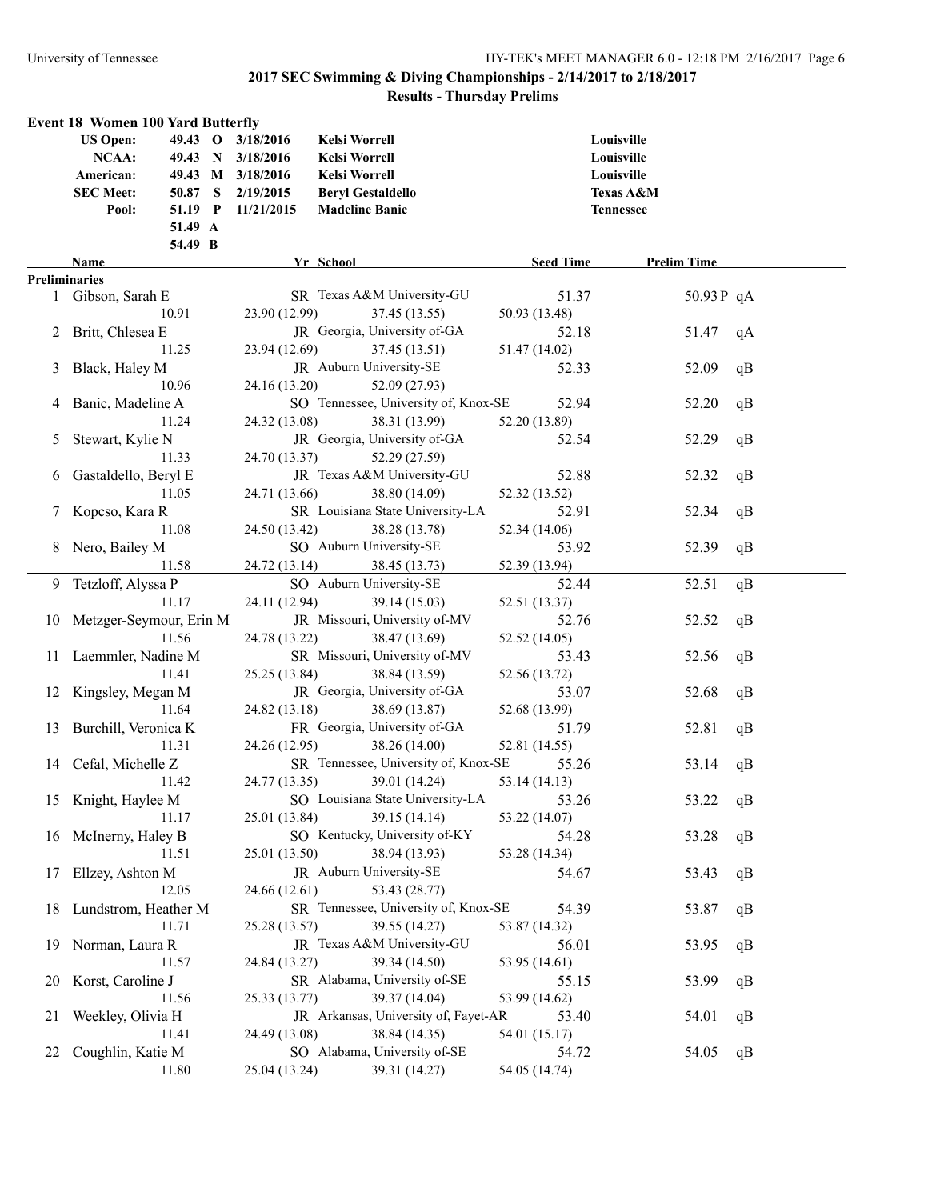## 2017 SEC Swimming & Diving Championships - 2/14/2017 to 2/18/2017

### Results - Thursday Prelims

### Event 18 Women 100 Yard Butterfly

| | | | | | |
|---|---|---|---|---|---|
| US Open: | 49.43 | O | 3/18/2016 | Kelsi Worrell | Louisville |
| NCAA: | 49.43 | N | 3/18/2016 | Kelsi Worrell | Louisville |
| American: | 49.43 | M | 3/18/2016 | Kelsi Worrell | Louisville |
| SEC Meet: | 50.87 | S | 2/19/2015 | Beryl Gestaldello | Texas A&M |
| Pool: | 51.19 | P | 11/21/2015 | Madeline Banic | Tennessee |
| | 51.49 | A | | | |
| | 54.49 | B | | | |

**Preliminaries**

| | Name | Yr | School | Seed Time | Prelim Time | |
|---|---|---|---|---|---|---|
| 1 | Gibson, Sarah E | SR | Texas A&M University-GU | 51.37 | 50.93 P | qA |
| | 10.91 | 23.90 (12.99) | 37.45 (13.55) | 50.93 (13.48) | | |
| 2 | Britt, Chlesea E | JR | Georgia, University of-GA | 52.18 | 51.47 | qA |
| | 11.25 | 23.94 (12.69) | 37.45 (13.51) | 51.47 (14.02) | | |
| 3 | Black, Haley M | JR | Auburn University-SE | 52.33 | 52.09 | qB |
| | 10.96 | 24.16 (13.20) | 52.09 (27.93) | | | |
| 4 | Banic, Madeline A | SO | Tennessee, University of, Knox-SE | 52.94 | 52.20 | qB |
| | 11.24 | 24.32 (13.08) | 38.31 (13.99) | 52.20 (13.89) | | |
| 5 | Stewart, Kylie N | JR | Georgia, University of-GA | 52.54 | 52.29 | qB |
| | 11.33 | 24.70 (13.37) | 52.29 (27.59) | | | |
| 6 | Gastaldello, Beryl E | JR | Texas A&M University-GU | 52.88 | 52.32 | qB |
| | 11.05 | 24.71 (13.66) | 38.80 (14.09) | 52.32 (13.52) | | |
| 7 | Kopcso, Kara R | SR | Louisiana State University-LA | 52.91 | 52.34 | qB |
| | 11.08 | 24.50 (13.42) | 38.28 (13.78) | 52.34 (14.06) | | |
| 8 | Nero, Bailey M | SO | Auburn University-SE | 53.92 | 52.39 | qB |
| | 11.58 | 24.72 (13.14) | 38.45 (13.73) | 52.39 (13.94) | | |
| 9 | Tetzloff, Alyssa P | SO | Auburn University-SE | 52.44 | 52.51 | qB |
| | 11.17 | 24.11 (12.94) | 39.14 (15.03) | 52.51 (13.37) | | |
| 10 | Metzger-Seymour, Erin M | JR | Missouri, University of-MV | 52.76 | 52.52 | qB |
| | 11.56 | 24.78 (13.22) | 38.47 (13.69) | 52.52 (14.05) | | |
| 11 | Laemmler, Nadine M | SR | Missouri, University of-MV | 53.43 | 52.56 | qB |
| | 11.41 | 25.25 (13.84) | 38.84 (13.59) | 52.56 (13.72) | | |
| 12 | Kingsley, Megan M | JR | Georgia, University of-GA | 53.07 | 52.68 | qB |
| | 11.64 | 24.82 (13.18) | 38.69 (13.87) | 52.68 (13.99) | | |
| 13 | Burchill, Veronica K | FR | Georgia, University of-GA | 51.79 | 52.81 | qB |
| | 11.31 | 24.26 (12.95) | 38.26 (14.00) | 52.81 (14.55) | | |
| 14 | Cefal, Michelle Z | SR | Tennessee, University of, Knox-SE | 55.26 | 53.14 | qB |
| | 11.42 | 24.77 (13.35) | 39.01 (14.24) | 53.14 (14.13) | | |
| 15 | Knight, Haylee M | SO | Louisiana State University-LA | 53.26 | 53.22 | qB |
| | 11.17 | 25.01 (13.84) | 39.15 (14.14) | 53.22 (14.07) | | |
| 16 | McInerny, Haley B | SO | Kentucky, University of-KY | 54.28 | 53.28 | qB |
| | 11.51 | 25.01 (13.50) | 38.94 (13.93) | 53.28 (14.34) | | |
| 17 | Ellzey, Ashton M | JR | Auburn University-SE | 54.67 | 53.43 | qB |
| | 12.05 | 24.66 (12.61) | 53.43 (28.77) | | | |
| 18 | Lundstrom, Heather M | SR | Tennessee, University of, Knox-SE | 54.39 | 53.87 | qB |
| | 11.71 | 25.28 (13.57) | 39.55 (14.27) | 53.87 (14.32) | | |
| 19 | Norman, Laura R | JR | Texas A&M University-GU | 56.01 | 53.95 | qB |
| | 11.57 | 24.84 (13.27) | 39.34 (14.50) | 53.95 (14.61) | | |
| 20 | Korst, Caroline J | SR | Alabama, University of-SE | 55.15 | 53.99 | qB |
| | 11.56 | 25.33 (13.77) | 39.37 (14.04) | 53.99 (14.62) | | |
| 21 | Weekley, Olivia H | JR | Arkansas, University of, Fayet-AR | 53.40 | 54.01 | qB |
| | 11.41 | 24.49 (13.08) | 38.84 (14.35) | 54.01 (15.17) | | |
| 22 | Coughlin, Katie M | SO | Alabama, University of-SE | 54.72 | 54.05 | qB |
| | 11.80 | 25.04 (13.24) | 39.31 (14.27) | 54.05 (14.74) | | |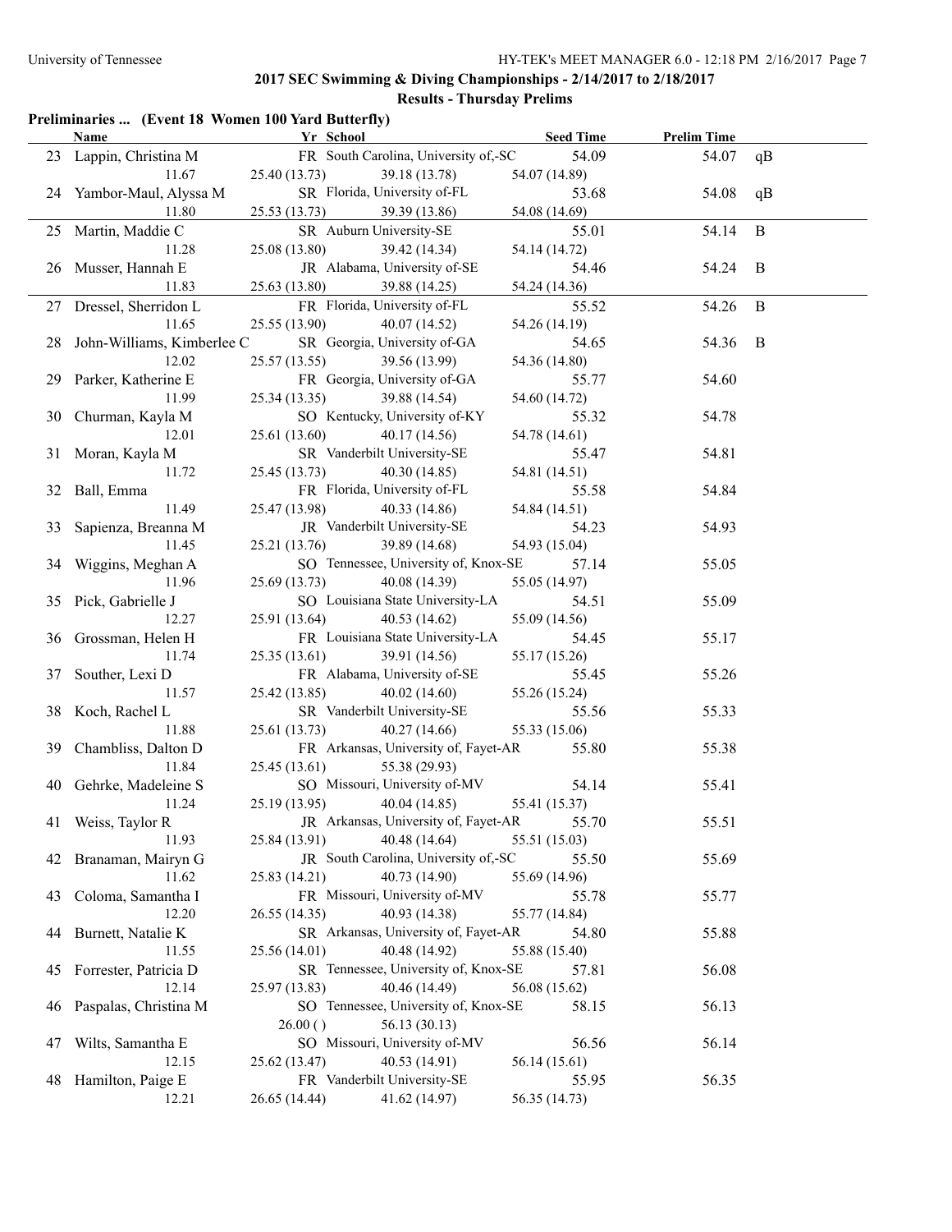## 2017 SEC Swimming & Diving Championships - 2/14/2017 to 2/18/2017

### Results - Thursday Prelims

**Preliminaries ... (Event 18 Women 100 Yard Butterfly)**

| | Name | Yr | School | Seed Time | Prelim Time | |
|---|---|---|---|---|---|---|
| 23 | Lappin, Christina M | FR | South Carolina, University of,-SC | 54.09 | 54.07 | qB |
| | 11.67 | 25.40 (13.73) | 39.18 (13.78) | 54.07 (14.89) | | |
| 24 | Yambor-Maul, Alyssa M | SR | Florida, University of-FL | 53.68 | 54.08 | qB |
| | 11.80 | 25.53 (13.73) | 39.39 (13.86) | 54.08 (14.69) | | |
| 25 | Martin, Maddie C | SR | Auburn University-SE | 55.01 | 54.14 | B |
| | 11.28 | 25.08 (13.80) | 39.42 (14.34) | 54.14 (14.72) | | |
| 26 | Musser, Hannah E | JR | Alabama, University of-SE | 54.46 | 54.24 | B |
| | 11.83 | 25.63 (13.80) | 39.88 (14.25) | 54.24 (14.36) | | |
| 27 | Dressel, Sherridon L | FR | Florida, University of-FL | 55.52 | 54.26 | B |
| | 11.65 | 25.55 (13.90) | 40.07 (14.52) | 54.26 (14.19) | | |
| 28 | John-Williams, Kimberlee C | SR | Georgia, University of-GA | 54.65 | 54.36 | B |
| | 12.02 | 25.57 (13.55) | 39.56 (13.99) | 54.36 (14.80) | | |
| 29 | Parker, Katherine E | FR | Georgia, University of-GA | 55.77 | 54.60 | |
| | 11.99 | 25.34 (13.35) | 39.88 (14.54) | 54.60 (14.72) | | |
| 30 | Churman, Kayla M | SO | Kentucky, University of-KY | 55.32 | 54.78 | |
| | 12.01 | 25.61 (13.60) | 40.17 (14.56) | 54.78 (14.61) | | |
| 31 | Moran, Kayla M | SR | Vanderbilt University-SE | 55.47 | 54.81 | |
| | 11.72 | 25.45 (13.73) | 40.30 (14.85) | 54.81 (14.51) | | |
| 32 | Ball, Emma | FR | Florida, University of-FL | 55.58 | 54.84 | |
| | 11.49 | 25.47 (13.98) | 40.33 (14.86) | 54.84 (14.51) | | |
| 33 | Sapienza, Breanna M | JR | Vanderbilt University-SE | 54.23 | 54.93 | |
| | 11.45 | 25.21 (13.76) | 39.89 (14.68) | 54.93 (15.04) | | |
| 34 | Wiggins, Meghan A | SO | Tennessee, University of, Knox-SE | 57.14 | 55.05 | |
| | 11.96 | 25.69 (13.73) | 40.08 (14.39) | 55.05 (14.97) | | |
| 35 | Pick, Gabrielle J | SO | Louisiana State University-LA | 54.51 | 55.09 | |
| | 12.27 | 25.91 (13.64) | 40.53 (14.62) | 55.09 (14.56) | | |
| 36 | Grossman, Helen H | FR | Louisiana State University-LA | 54.45 | 55.17 | |
| | 11.74 | 25.35 (13.61) | 39.91 (14.56) | 55.17 (15.26) | | |
| 37 | Souther, Lexi D | FR | Alabama, University of-SE | 55.45 | 55.26 | |
| | 11.57 | 25.42 (13.85) | 40.02 (14.60) | 55.26 (15.24) | | |
| 38 | Koch, Rachel L | SR | Vanderbilt University-SE | 55.56 | 55.33 | |
| | 11.88 | 25.61 (13.73) | 40.27 (14.66) | 55.33 (15.06) | | |
| 39 | Chambliss, Dalton D | FR | Arkansas, University of, Fayet-AR | 55.80 | 55.38 | |
| | 11.84 | 25.45 (13.61) | 55.38 (29.93) | | | |
| 40 | Gehrke, Madeleine S | SO | Missouri, University of-MV | 54.14 | 55.41 | |
| | 11.24 | 25.19 (13.95) | 40.04 (14.85) | 55.41 (15.37) | | |
| 41 | Weiss, Taylor R | JR | Arkansas, University of, Fayet-AR | 55.70 | 55.51 | |
| | 11.93 | 25.84 (13.91) | 40.48 (14.64) | 55.51 (15.03) | | |
| 42 | Branaman, Mairyn G | JR | South Carolina, University of,-SC | 55.50 | 55.69 | |
| | 11.62 | 25.83 (14.21) | 40.73 (14.90) | 55.69 (14.96) | | |
| 43 | Coloma, Samantha I | FR | Missouri, University of-MV | 55.78 | 55.77 | |
| | 12.20 | 26.55 (14.35) | 40.93 (14.38) | 55.77 (14.84) | | |
| 44 | Burnett, Natalie K | SR | Arkansas, University of, Fayet-AR | 54.80 | 55.88 | |
| | 11.55 | 25.56 (14.01) | 40.48 (14.92) | 55.88 (15.40) | | |
| 45 | Forrester, Patricia D | SR | Tennessee, University of, Knox-SE | 57.81 | 56.08 | |
| | 12.14 | 25.97 (13.83) | 40.46 (14.49) | 56.08 (15.62) | | |
| 46 | Paspalas, Christina M | SO | Tennessee, University of, Knox-SE | 58.15 | 56.13 | |
| | | 26.00 ( ) | 56.13 (30.13) | | | |
| 47 | Wilts, Samantha E | SO | Missouri, University of-MV | 56.56 | 56.14 | |
| | 12.15 | 25.62 (13.47) | 40.53 (14.91) | 56.14 (15.61) | | |
| 48 | Hamilton, Paige E | FR | Vanderbilt University-SE | 55.95 | 56.35 | |
| | 12.21 | 26.65 (14.44) | 41.62 (14.97) | 56.35 (14.73) | | |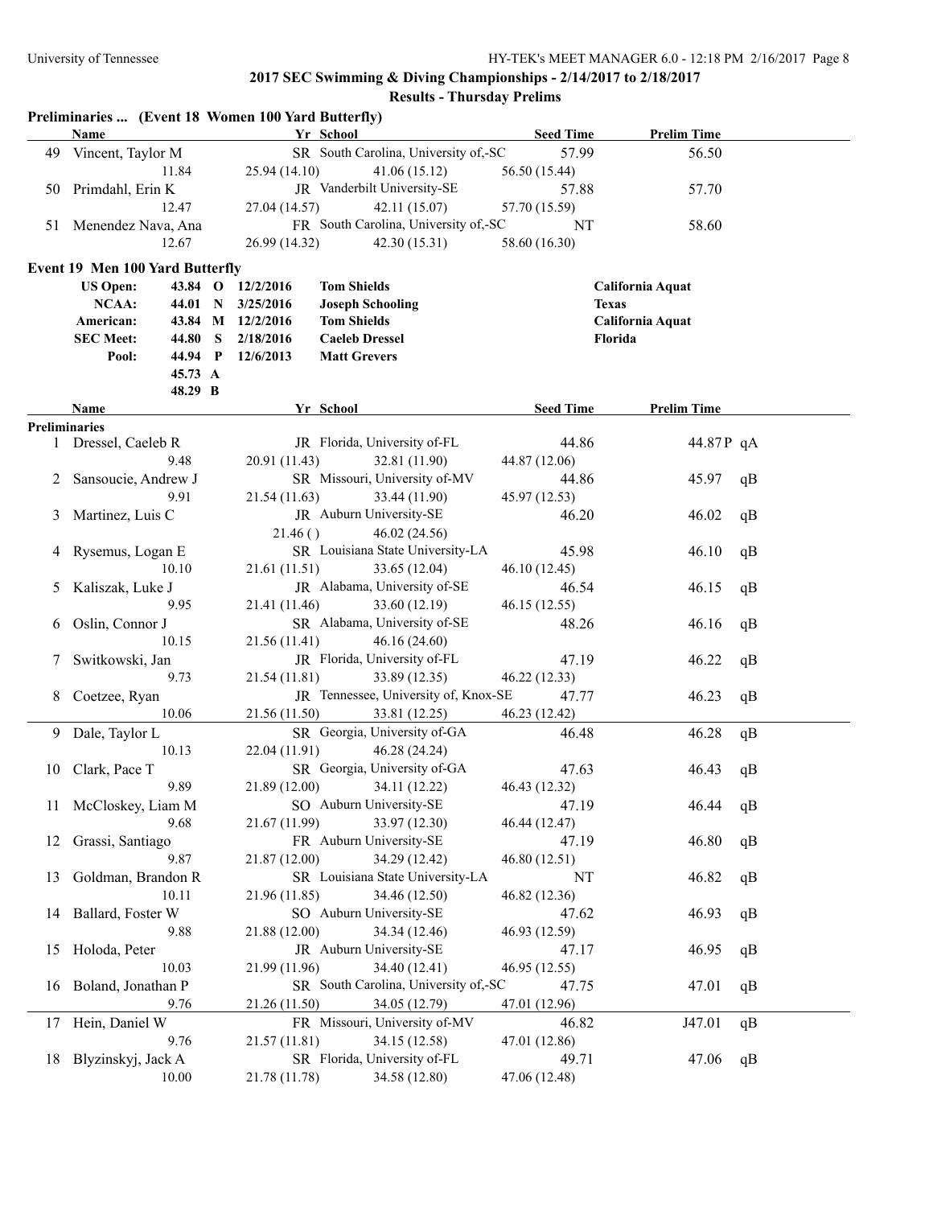**2017 SEC Swimming & Diving Championships - 2/14/2017 to 2/18/2017**

**Results - Thursday Prelims**

**Preliminaries ... (Event 18 Women 100 Yard Butterfly)**

| | Name | Yr | School | Seed Time | Prelim Time | |
|---|---|---|---|---|---|---|
| 49 | Vincent, Taylor M | SR | South Carolina, University of,-SC | 57.99 | 56.50 | |
| | 11.84 | 25.94 (14.10) | 41.06 (15.12) | 56.50 (15.44) | | |
| 50 | Primdahl, Erin K | JR | Vanderbilt University-SE | 57.88 | 57.70 | |
| | 12.47 | 27.04 (14.57) | 42.11 (15.07) | 57.70 (15.59) | | |
| 51 | Menendez Nava, Ana | FR | South Carolina, University of,-SC | NT | 58.60 | |
| | 12.67 | 26.99 (14.32) | 42.30 (15.31) | 58.60 (16.30) | | |

**Event 19 Men 100 Yard Butterfly**

| | | | | | |
|---|---|---|---|---|---|
| US Open: | 43.84 | O | 12/2/2016 | Tom Shields | California Aquat |
| NCAA: | 44.01 | N | 3/25/2016 | Joseph Schooling | Texas |
| American: | 43.84 | M | 12/2/2016 | Tom Shields | California Aquat |
| SEC Meet: | 44.80 | S | 2/18/2016 | Caeleb Dressel | Florida |
| Pool: | 44.94 | P | 12/6/2013 | Matt Grevers | |
| | 45.73 | A | | | |
| | 48.29 | B | | | |

**Preliminaries**

| | Name | Yr | School | Seed Time | Prelim Time | |
|---|---|---|---|---|---|---|
| 1 | Dressel, Caeleb R | JR | Florida, University of-FL | 44.86 | 44.87P | qA |
| | 9.48 | 20.91 (11.43) | 32.81 (11.90) | 44.87 (12.06) | | |
| 2 | Sansoucie, Andrew J | SR | Missouri, University of-MV | 44.86 | 45.97 | qB |
| | 9.91 | 21.54 (11.63) | 33.44 (11.90) | 45.97 (12.53) | | |
| 3 | Martinez, Luis C | JR | Auburn University-SE | 46.20 | 46.02 | qB |
| | | 21.46 ( ) | 46.02 (24.56) | | | |
| 4 | Rysemus, Logan E | SR | Louisiana State University-LA | 45.98 | 46.10 | qB |
| | 10.10 | 21.61 (11.51) | 33.65 (12.04) | 46.10 (12.45) | | |
| 5 | Kaliszak, Luke J | JR | Alabama, University of-SE | 46.54 | 46.15 | qB |
| | 9.95 | 21.41 (11.46) | 33.60 (12.19) | 46.15 (12.55) | | |
| 6 | Oslin, Connor J | SR | Alabama, University of-SE | 48.26 | 46.16 | qB |
| | 10.15 | 21.56 (11.41) | 46.16 (24.60) | | | |
| 7 | Switkowski, Jan | JR | Florida, University of-FL | 47.19 | 46.22 | qB |
| | 9.73 | 21.54 (11.81) | 33.89 (12.35) | 46.22 (12.33) | | |
| 8 | Coetzee, Ryan | JR | Tennessee, University of, Knox-SE | 47.77 | 46.23 | qB |
| | 10.06 | 21.56 (11.50) | 33.81 (12.25) | 46.23 (12.42) | | |
| 9 | Dale, Taylor L | SR | Georgia, University of-GA | 46.48 | 46.28 | qB |
| | 10.13 | 22.04 (11.91) | 46.28 (24.24) | | | |
| 10 | Clark, Pace T | SR | Georgia, University of-GA | 47.63 | 46.43 | qB |
| | 9.89 | 21.89 (12.00) | 34.11 (12.22) | 46.43 (12.32) | | |
| 11 | McCloskey, Liam M | SO | Auburn University-SE | 47.19 | 46.44 | qB |
| | 9.68 | 21.67 (11.99) | 33.97 (12.30) | 46.44 (12.47) | | |
| 12 | Grassi, Santiago | FR | Auburn University-SE | 47.19 | 46.80 | qB |
| | 9.87 | 21.87 (12.00) | 34.29 (12.42) | 46.80 (12.51) | | |
| 13 | Goldman, Brandon R | SR | Louisiana State University-LA | NT | 46.82 | qB |
| | 10.11 | 21.96 (11.85) | 34.46 (12.50) | 46.82 (12.36) | | |
| 14 | Ballard, Foster W | SO | Auburn University-SE | 47.62 | 46.93 | qB |
| | 9.88 | 21.88 (12.00) | 34.34 (12.46) | 46.93 (12.59) | | |
| 15 | Holoda, Peter | JR | Auburn University-SE | 47.17 | 46.95 | qB |
| | 10.03 | 21.99 (11.96) | 34.40 (12.41) | 46.95 (12.55) | | |
| 16 | Boland, Jonathan P | SR | South Carolina, University of,-SC | 47.75 | 47.01 | qB |
| | 9.76 | 21.26 (11.50) | 34.05 (12.79) | 47.01 (12.96) | | |
| 17 | Hein, Daniel W | FR | Missouri, University of-MV | 46.82 | J47.01 | qB |
| | 9.76 | 21.57 (11.81) | 34.15 (12.58) | 47.01 (12.86) | | |
| 18 | Blyzinskyj, Jack A | SR | Florida, University of-FL | 49.71 | 47.06 | qB |
| | 10.00 | 21.78 (11.78) | 34.58 (12.80) | 47.06 (12.48) | | |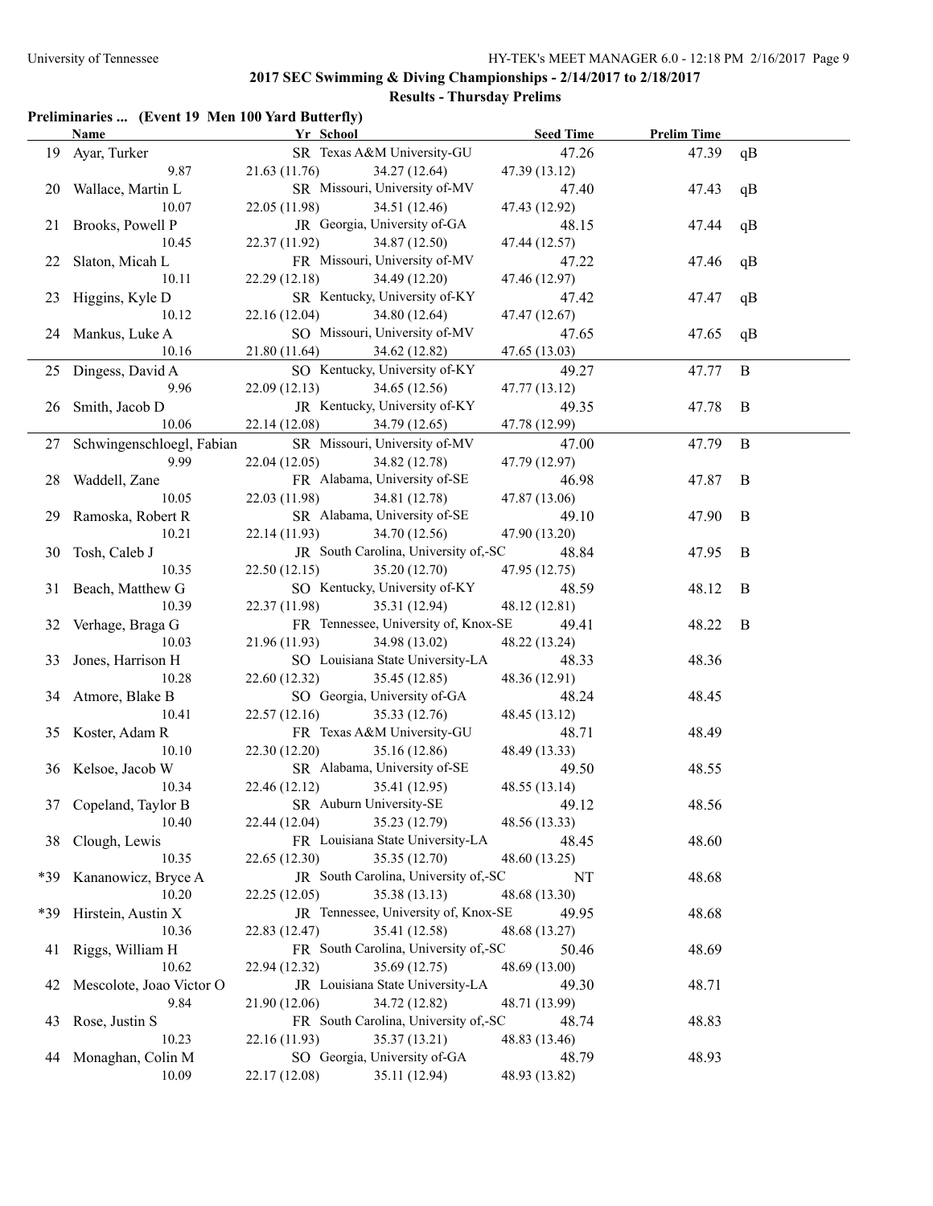## 2017 SEC Swimming & Diving Championships - 2/14/2017 to 2/18/2017

### Results - Thursday Prelims

**Preliminaries ... (Event 19 Men 100 Yard Butterfly)**

| | Name | Yr | School | Seed Time | Prelim Time | |
|---|---|---|---|---|---|---|
| 19 | Ayar, Turker | SR | Texas A&M University-GU | 47.26 | 47.39 | qB |
| | 9.87 | 21.63 (11.76) | 34.27 (12.64) | 47.39 (13.12) | | |
| 20 | Wallace, Martin L | SR | Missouri, University of-MV | 47.40 | 47.43 | qB |
| | 10.07 | 22.05 (11.98) | 34.51 (12.46) | 47.43 (12.92) | | |
| 21 | Brooks, Powell P | JR | Georgia, University of-GA | 48.15 | 47.44 | qB |
| | 10.45 | 22.37 (11.92) | 34.87 (12.50) | 47.44 (12.57) | | |
| 22 | Slaton, Micah L | FR | Missouri, University of-MV | 47.22 | 47.46 | qB |
| | 10.11 | 22.29 (12.18) | 34.49 (12.20) | 47.46 (12.97) | | |
| 23 | Higgins, Kyle D | SR | Kentucky, University of-KY | 47.42 | 47.47 | qB |
| | 10.12 | 22.16 (12.04) | 34.80 (12.64) | 47.47 (12.67) | | |
| 24 | Mankus, Luke A | SO | Missouri, University of-MV | 47.65 | 47.65 | qB |
| | 10.16 | 21.80 (11.64) | 34.62 (12.82) | 47.65 (13.03) | | |
| 25 | Dingess, David A | SO | Kentucky, University of-KY | 49.27 | 47.77 | B |
| | 9.96 | 22.09 (12.13) | 34.65 (12.56) | 47.77 (13.12) | | |
| 26 | Smith, Jacob D | JR | Kentucky, University of-KY | 49.35 | 47.78 | B |
| | 10.06 | 22.14 (12.08) | 34.79 (12.65) | 47.78 (12.99) | | |
| 27 | Schwingenschloegl, Fabian | SR | Missouri, University of-MV | 47.00 | 47.79 | B |
| | 9.99 | 22.04 (12.05) | 34.82 (12.78) | 47.79 (12.97) | | |
| 28 | Waddell, Zane | FR | Alabama, University of-SE | 46.98 | 47.87 | B |
| | 10.05 | 22.03 (11.98) | 34.81 (12.78) | 47.87 (13.06) | | |
| 29 | Ramoska, Robert R | SR | Alabama, University of-SE | 49.10 | 47.90 | B |
| | 10.21 | 22.14 (11.93) | 34.70 (12.56) | 47.90 (13.20) | | |
| 30 | Tosh, Caleb J | JR | South Carolina, University of,-SC | 48.84 | 47.95 | B |
| | 10.35 | 22.50 (12.15) | 35.20 (12.70) | 47.95 (12.75) | | |
| 31 | Beach, Matthew G | SO | Kentucky, University of-KY | 48.59 | 48.12 | B |
| | 10.39 | 22.37 (11.98) | 35.31 (12.94) | 48.12 (12.81) | | |
| 32 | Verhage, Braga G | FR | Tennessee, University of, Knox-SE | 49.41 | 48.22 | B |
| | 10.03 | 21.96 (11.93) | 34.98 (13.02) | 48.22 (13.24) | | |
| 33 | Jones, Harrison H | SO | Louisiana State University-LA | 48.33 | 48.36 | |
| | 10.28 | 22.60 (12.32) | 35.45 (12.85) | 48.36 (12.91) | | |
| 34 | Atmore, Blake B | SO | Georgia, University of-GA | 48.24 | 48.45 | |
| | 10.41 | 22.57 (12.16) | 35.33 (12.76) | 48.45 (13.12) | | |
| 35 | Koster, Adam R | FR | Texas A&M University-GU | 48.71 | 48.49 | |
| | 10.10 | 22.30 (12.20) | 35.16 (12.86) | 48.49 (13.33) | | |
| 36 | Kelsoe, Jacob W | SR | Alabama, University of-SE | 49.50 | 48.55 | |
| | 10.34 | 22.46 (12.12) | 35.41 (12.95) | 48.55 (13.14) | | |
| 37 | Copeland, Taylor B | SR | Auburn University-SE | 49.12 | 48.56 | |
| | 10.40 | 22.44 (12.04) | 35.23 (12.79) | 48.56 (13.33) | | |
| 38 | Clough, Lewis | FR | Louisiana State University-LA | 48.45 | 48.60 | |
| | 10.35 | 22.65 (12.30) | 35.35 (12.70) | 48.60 (13.25) | | |
| *39 | Kananowicz, Bryce A | JR | South Carolina, University of,-SC | NT | 48.68 | |
| | 10.20 | 22.25 (12.05) | 35.38 (13.13) | 48.68 (13.30) | | |
| *39 | Hirstein, Austin X | JR | Tennessee, University of, Knox-SE | 49.95 | 48.68 | |
| | 10.36 | 22.83 (12.47) | 35.41 (12.58) | 48.68 (13.27) | | |
| 41 | Riggs, William H | FR | South Carolina, University of,-SC | 50.46 | 48.69 | |
| | 10.62 | 22.94 (12.32) | 35.69 (12.75) | 48.69 (13.00) | | |
| 42 | Mescolote, Joao Victor O | JR | Louisiana State University-LA | 49.30 | 48.71 | |
| | 9.84 | 21.90 (12.06) | 34.72 (12.82) | 48.71 (13.99) | | |
| 43 | Rose, Justin S | FR | South Carolina, University of,-SC | 48.74 | 48.83 | |
| | 10.23 | 22.16 (11.93) | 35.37 (13.21) | 48.83 (13.46) | | |
| 44 | Monaghan, Colin M | SO | Georgia, University of-GA | 48.79 | 48.93 | |
| | 10.09 | 22.17 (12.08) | 35.11 (12.94) | 48.93 (13.82) | | |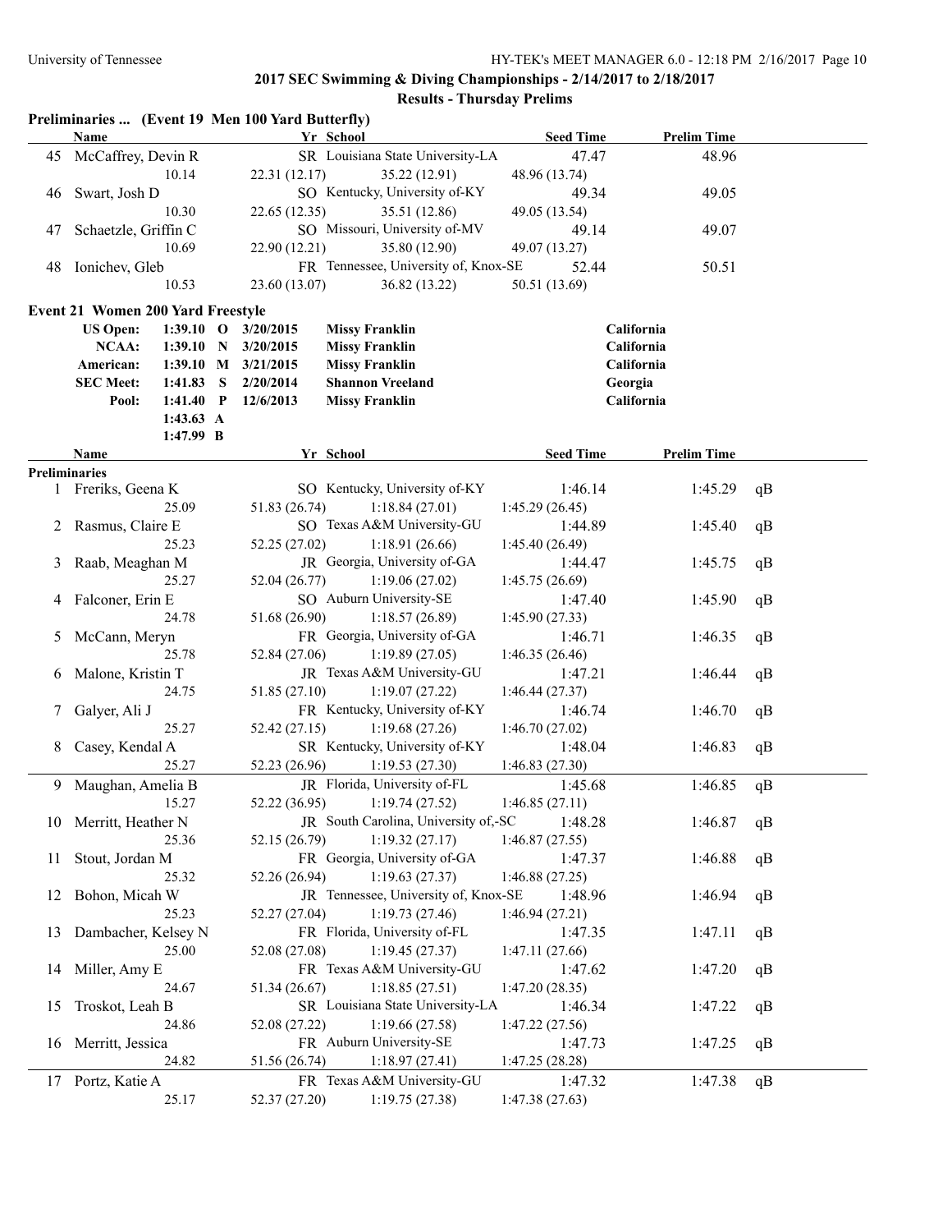## 2017 SEC Swimming & Diving Championships - 2/14/2017 to 2/18/2017

### Results - Thursday Prelims

### Preliminaries ... (Event 19 Men 100 Yard Butterfly)

| | Name | Yr | School | Seed Time | Prelim Time | |
|---|---|---|---|---|---|---|
| 45 | McCaffrey, Devin R | SR | Louisiana State University-LA | 47.47 | 48.96 | |
| | 10.14 | 22.31 (12.17) | 35.22 (12.91) | 48.96 (13.74) | | |
| 46 | Swart, Josh D | SO | Kentucky, University of-KY | 49.34 | 49.05 | |
| | 10.30 | 22.65 (12.35) | 35.51 (12.86) | 49.05 (13.54) | | |
| 47 | Schaetzle, Griffin C | SO | Missouri, University of-MV | 49.14 | 49.07 | |
| | 10.69 | 22.90 (12.21) | 35.80 (12.90) | 49.07 (13.27) | | |
| 48 | Ionichev, Gleb | FR | Tennessee, University of, Knox-SE | 52.44 | 50.51 | |
| | 10.53 | 23.60 (13.07) | 36.82 (13.22) | 50.51 (13.69) | | |

### Event 21 Women 200 Yard Freestyle

| | | | | | |
|---|---|---|---|---|---|
| US Open: | 1:39.10 | O | 3/20/2015 | Missy Franklin | California |
| NCAA: | 1:39.10 | N | 3/20/2015 | Missy Franklin | California |
| American: | 1:39.10 | M | 3/21/2015 | Missy Franklin | California |
| SEC Meet: | 1:41.83 | S | 2/20/2014 | Shannon Vreeland | Georgia |
| Pool: | 1:41.40 | P | 12/6/2013 | Missy Franklin | California |
| | 1:43.63 | A | | | |
| | 1:47.99 | B | | | |

**Preliminaries**

| | Name | Yr | School | Seed Time | Prelim Time | |
|---|---|---|---|---|---|---|
| 1 | Freriks, Geena K | SO | Kentucky, University of-KY | 1:46.14 | 1:45.29 | qB |
| | 25.09 | 51.83 (26.74) | 1:18.84 (27.01) | 1:45.29 (26.45) | | |
| 2 | Rasmus, Claire E | SO | Texas A&M University-GU | 1:44.89 | 1:45.40 | qB |
| | 25.23 | 52.25 (27.02) | 1:18.91 (26.66) | 1:45.40 (26.49) | | |
| 3 | Raab, Meaghan M | JR | Georgia, University of-GA | 1:44.47 | 1:45.75 | qB |
| | 25.27 | 52.04 (26.77) | 1:19.06 (27.02) | 1:45.75 (26.69) | | |
| 4 | Falconer, Erin E | SO | Auburn University-SE | 1:47.40 | 1:45.90 | qB |
| | 24.78 | 51.68 (26.90) | 1:18.57 (26.89) | 1:45.90 (27.33) | | |
| 5 | McCann, Meryn | FR | Georgia, University of-GA | 1:46.71 | 1:46.35 | qB |
| | 25.78 | 52.84 (27.06) | 1:19.89 (27.05) | 1:46.35 (26.46) | | |
| 6 | Malone, Kristin T | JR | Texas A&M University-GU | 1:47.21 | 1:46.44 | qB |
| | 24.75 | 51.85 (27.10) | 1:19.07 (27.22) | 1:46.44 (27.37) | | |
| 7 | Galyer, Ali J | FR | Kentucky, University of-KY | 1:46.74 | 1:46.70 | qB |
| | 25.27 | 52.42 (27.15) | 1:19.68 (27.26) | 1:46.70 (27.02) | | |
| 8 | Casey, Kendal A | SR | Kentucky, University of-KY | 1:48.04 | 1:46.83 | qB |
| | 25.27 | 52.23 (26.96) | 1:19.53 (27.30) | 1:46.83 (27.30) | | |
| 9 | Maughan, Amelia B | JR | Florida, University of-FL | 1:45.68 | 1:46.85 | qB |
| | 15.27 | 52.22 (36.95) | 1:19.74 (27.52) | 1:46.85 (27.11) | | |
| 10 | Merritt, Heather N | JR | South Carolina, University of,-SC | 1:48.28 | 1:46.87 | qB |
| | 25.36 | 52.15 (26.79) | 1:19.32 (27.17) | 1:46.87 (27.55) | | |
| 11 | Stout, Jordan M | FR | Georgia, University of-GA | 1:47.37 | 1:46.88 | qB |
| | 25.32 | 52.26 (26.94) | 1:19.63 (27.37) | 1:46.88 (27.25) | | |
| 12 | Bohon, Micah W | JR | Tennessee, University of, Knox-SE | 1:48.96 | 1:46.94 | qB |
| | 25.23 | 52.27 (27.04) | 1:19.73 (27.46) | 1:46.94 (27.21) | | |
| 13 | Dambacher, Kelsey N | FR | Florida, University of-FL | 1:47.35 | 1:47.11 | qB |
| | 25.00 | 52.08 (27.08) | 1:19.45 (27.37) | 1:47.11 (27.66) | | |
| 14 | Miller, Amy E | FR | Texas A&M University-GU | 1:47.62 | 1:47.20 | qB |
| | 24.67 | 51.34 (26.67) | 1:18.85 (27.51) | 1:47.20 (28.35) | | |
| 15 | Troskot, Leah B | SR | Louisiana State University-LA | 1:46.34 | 1:47.22 | qB |
| | 24.86 | 52.08 (27.22) | 1:19.66 (27.58) | 1:47.22 (27.56) | | |
| 16 | Merritt, Jessica | FR | Auburn University-SE | 1:47.73 | 1:47.25 | qB |
| | 24.82 | 51.56 (26.74) | 1:18.97 (27.41) | 1:47.25 (28.28) | | |
| 17 | Portz, Katie A | FR | Texas A&M University-GU | 1:47.32 | 1:47.38 | qB |
| | 25.17 | 52.37 (27.20) | 1:19.75 (27.38) | 1:47.38 (27.63) | | |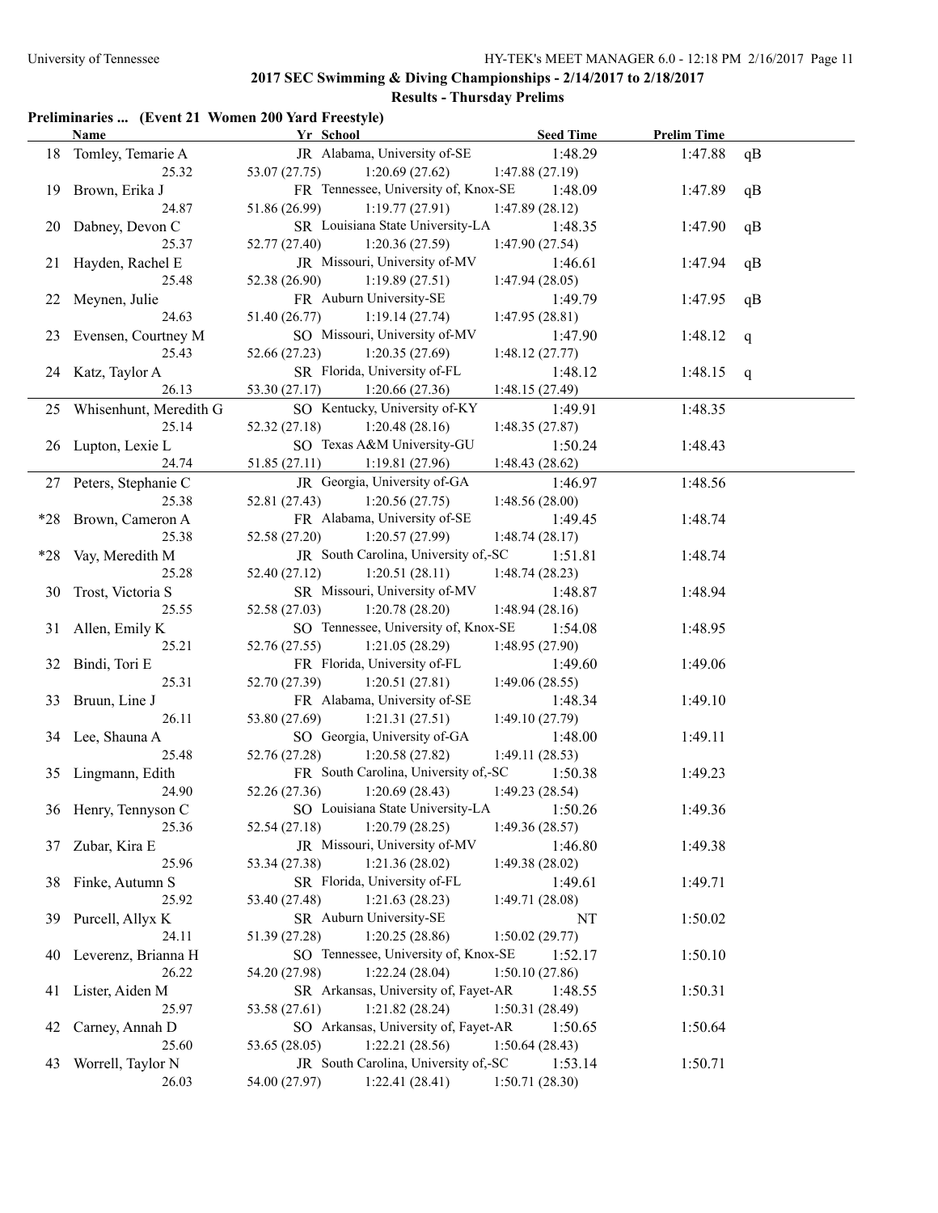## 2017 SEC Swimming & Diving Championships - 2/14/2017 to 2/18/2017

### Results - Thursday Prelims

**Preliminaries ... (Event 21 Women 200 Yard Freestyle)**

| | Name | Yr | School | Seed Time | Prelim Time | |
|---|---|---|---|---|---|---|
| 18 | Tomley, Temarie A | JR | Alabama, University of-SE | 1:48.29 | 1:47.88 | qB |
| | 25.32 | 53.07 (27.75) | 1:20.69 (27.62) | 1:47.88 (27.19) | | |
| 19 | Brown, Erika J | FR | Tennessee, University of, Knox-SE | 1:48.09 | 1:47.89 | qB |
| | 24.87 | 51.86 (26.99) | 1:19.77 (27.91) | 1:47.89 (28.12) | | |
| 20 | Dabney, Devon C | SR | Louisiana State University-LA | 1:48.35 | 1:47.90 | qB |
| | 25.37 | 52.77 (27.40) | 1:20.36 (27.59) | 1:47.90 (27.54) | | |
| 21 | Hayden, Rachel E | JR | Missouri, University of-MV | 1:46.61 | 1:47.94 | qB |
| | 25.48 | 52.38 (26.90) | 1:19.89 (27.51) | 1:47.94 (28.05) | | |
| 22 | Meynen, Julie | FR | Auburn University-SE | 1:49.79 | 1:47.95 | qB |
| | 24.63 | 51.40 (26.77) | 1:19.14 (27.74) | 1:47.95 (28.81) | | |
| 23 | Evensen, Courtney M | SO | Missouri, University of-MV | 1:47.90 | 1:48.12 | q |
| | 25.43 | 52.66 (27.23) | 1:20.35 (27.69) | 1:48.12 (27.77) | | |
| 24 | Katz, Taylor A | SR | Florida, University of-FL | 1:48.12 | 1:48.15 | q |
| | 26.13 | 53.30 (27.17) | 1:20.66 (27.36) | 1:48.15 (27.49) | | |
| 25 | Whisenhunt, Meredith G | SO | Kentucky, University of-KY | 1:49.91 | 1:48.35 | |
| | 25.14 | 52.32 (27.18) | 1:20.48 (28.16) | 1:48.35 (27.87) | | |
| 26 | Lupton, Lexie L | SO | Texas A&M University-GU | 1:50.24 | 1:48.43 | |
| | 24.74 | 51.85 (27.11) | 1:19.81 (27.96) | 1:48.43 (28.62) | | |
| 27 | Peters, Stephanie C | JR | Georgia, University of-GA | 1:46.97 | 1:48.56 | |
| | 25.38 | 52.81 (27.43) | 1:20.56 (27.75) | 1:48.56 (28.00) | | |
| *28 | Brown, Cameron A | FR | Alabama, University of-SE | 1:49.45 | 1:48.74 | |
| | 25.38 | 52.58 (27.20) | 1:20.57 (27.99) | 1:48.74 (28.17) | | |
| *28 | Vay, Meredith M | JR | South Carolina, University of,-SC | 1:51.81 | 1:48.74 | |
| | 25.28 | 52.40 (27.12) | 1:20.51 (28.11) | 1:48.74 (28.23) | | |
| 30 | Trost, Victoria S | SR | Missouri, University of-MV | 1:48.87 | 1:48.94 | |
| | 25.55 | 52.58 (27.03) | 1:20.78 (28.20) | 1:48.94 (28.16) | | |
| 31 | Allen, Emily K | SO | Tennessee, University of, Knox-SE | 1:54.08 | 1:48.95 | |
| | 25.21 | 52.76 (27.55) | 1:21.05 (28.29) | 1:48.95 (27.90) | | |
| 32 | Bindi, Tori E | FR | Florida, University of-FL | 1:49.60 | 1:49.06 | |
| | 25.31 | 52.70 (27.39) | 1:20.51 (27.81) | 1:49.06 (28.55) | | |
| 33 | Bruun, Line J | FR | Alabama, University of-SE | 1:48.34 | 1:49.10 | |
| | 26.11 | 53.80 (27.69) | 1:21.31 (27.51) | 1:49.10 (27.79) | | |
| 34 | Lee, Shauna A | SO | Georgia, University of-GA | 1:48.00 | 1:49.11 | |
| | 25.48 | 52.76 (27.28) | 1:20.58 (27.82) | 1:49.11 (28.53) | | |
| 35 | Lingmann, Edith | FR | South Carolina, University of,-SC | 1:50.38 | 1:49.23 | |
| | 24.90 | 52.26 (27.36) | 1:20.69 (28.43) | 1:49.23 (28.54) | | |
| 36 | Henry, Tennyson C | SO | Louisiana State University-LA | 1:50.26 | 1:49.36 | |
| | 25.36 | 52.54 (27.18) | 1:20.79 (28.25) | 1:49.36 (28.57) | | |
| 37 | Zubar, Kira E | JR | Missouri, University of-MV | 1:46.80 | 1:49.38 | |
| | 25.96 | 53.34 (27.38) | 1:21.36 (28.02) | 1:49.38 (28.02) | | |
| 38 | Finke, Autumn S | SR | Florida, University of-FL | 1:49.61 | 1:49.71 | |
| | 25.92 | 53.40 (27.48) | 1:21.63 (28.23) | 1:49.71 (28.08) | | |
| 39 | Purcell, Allyx K | SR | Auburn University-SE | NT | 1:50.02 | |
| | 24.11 | 51.39 (27.28) | 1:20.25 (28.86) | 1:50.02 (29.77) | | |
| 40 | Leverenz, Brianna H | SO | Tennessee, University of, Knox-SE | 1:52.17 | 1:50.10 | |
| | 26.22 | 54.20 (27.98) | 1:22.24 (28.04) | 1:50.10 (27.86) | | |
| 41 | Lister, Aiden M | SR | Arkansas, University of, Fayet-AR | 1:48.55 | 1:50.31 | |
| | 25.97 | 53.58 (27.61) | 1:21.82 (28.24) | 1:50.31 (28.49) | | |
| 42 | Carney, Annah D | SO | Arkansas, University of, Fayet-AR | 1:50.65 | 1:50.64 | |
| | 25.60 | 53.65 (28.05) | 1:22.21 (28.56) | 1:50.64 (28.43) | | |
| 43 | Worrell, Taylor N | JR | South Carolina, University of,-SC | 1:53.14 | 1:50.71 | |
| | 26.03 | 54.00 (27.97) | 1:22.41 (28.41) | 1:50.71 (28.30) | | |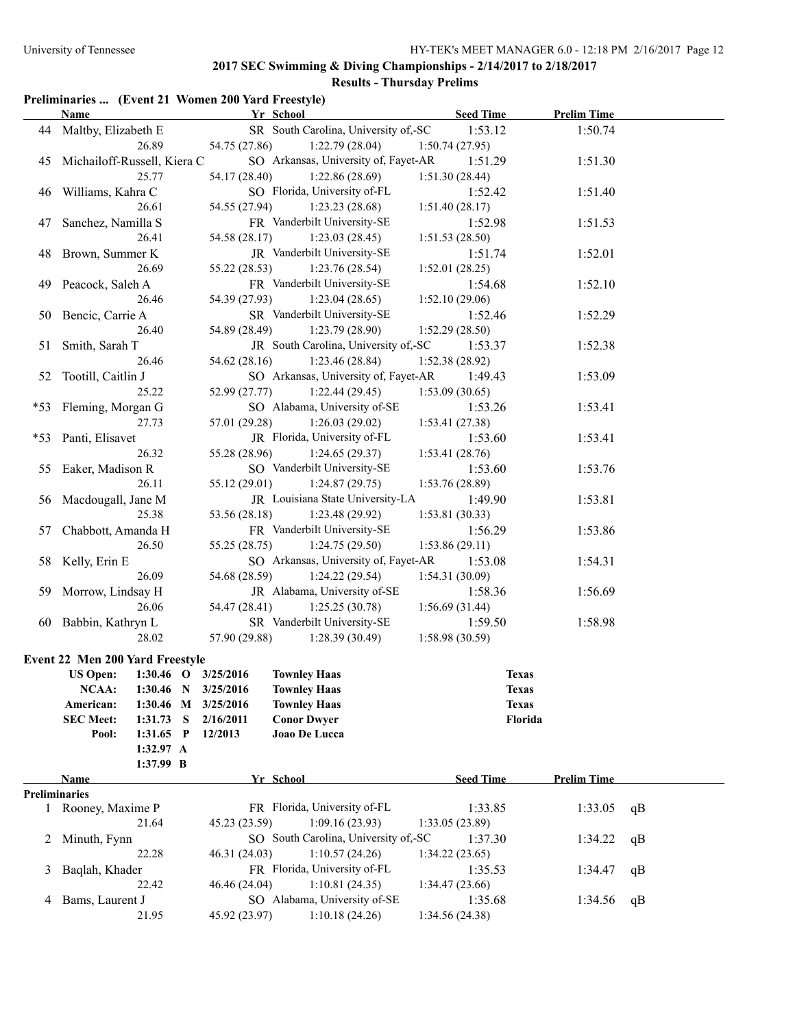## 2017 SEC Swimming & Diving Championships - 2/14/2017 to 2/18/2017

### Results - Thursday Prelims

**Preliminaries ... (Event 21 Women 200 Yard Freestyle)**

| | Name | Yr | School | Seed Time | Prelim Time |
|---|---|---|---|---|---|
| 44 | Maltby, Elizabeth E | SR | South Carolina, University of,-SC | 1:53.12 | 1:50.74 |
| | 26.89 | 54.75 (27.86) | 1:22.79 (28.04) | 1:50.74 (27.95) | |
| 45 | Michailoff-Russell, Kiera C | SO | Arkansas, University of, Fayet-AR | 1:51.29 | 1:51.30 |
| | 25.77 | 54.17 (28.40) | 1:22.86 (28.69) | 1:51.30 (28.44) | |
| 46 | Williams, Kahra C | SO | Florida, University of-FL | 1:52.42 | 1:51.40 |
| | 26.61 | 54.55 (27.94) | 1:23.23 (28.68) | 1:51.40 (28.17) | |
| 47 | Sanchez, Namilla S | FR | Vanderbilt University-SE | 1:52.98 | 1:51.53 |
| | 26.41 | 54.58 (28.17) | 1:23.03 (28.45) | 1:51.53 (28.50) | |
| 48 | Brown, Summer K | JR | Vanderbilt University-SE | 1:51.74 | 1:52.01 |
| | 26.69 | 55.22 (28.53) | 1:23.76 (28.54) | 1:52.01 (28.25) | |
| 49 | Peacock, Saleh A | FR | Vanderbilt University-SE | 1:54.68 | 1:52.10 |
| | 26.46 | 54.39 (27.93) | 1:23.04 (28.65) | 1:52.10 (29.06) | |
| 50 | Bencic, Carrie A | SR | Vanderbilt University-SE | 1:52.46 | 1:52.29 |
| | 26.40 | 54.89 (28.49) | 1:23.79 (28.90) | 1:52.29 (28.50) | |
| 51 | Smith, Sarah T | JR | South Carolina, University of,-SC | 1:53.37 | 1:52.38 |
| | 26.46 | 54.62 (28.16) | 1:23.46 (28.84) | 1:52.38 (28.92) | |
| 52 | Tootill, Caitlin J | SO | Arkansas, University of, Fayet-AR | 1:49.43 | 1:53.09 |
| | 25.22 | 52.99 (27.77) | 1:22.44 (29.45) | 1:53.09 (30.65) | |
| *53 | Fleming, Morgan G | SO | Alabama, University of-SE | 1:53.26 | 1:53.41 |
| | 27.73 | 57.01 (29.28) | 1:26.03 (29.02) | 1:53.41 (27.38) | |
| *53 | Panti, Elisavet | JR | Florida, University of-FL | 1:53.60 | 1:53.41 |
| | 26.32 | 55.28 (28.96) | 1:24.65 (29.37) | 1:53.41 (28.76) | |
| 55 | Eaker, Madison R | SO | Vanderbilt University-SE | 1:53.60 | 1:53.76 |
| | 26.11 | 55.12 (29.01) | 1:24.87 (29.75) | 1:53.76 (28.89) | |
| 56 | Macdougall, Jane M | JR | Louisiana State University-LA | 1:49.90 | 1:53.81 |
| | 25.38 | 53.56 (28.18) | 1:23.48 (29.92) | 1:53.81 (30.33) | |
| 57 | Chabbott, Amanda H | FR | Vanderbilt University-SE | 1:56.29 | 1:53.86 |
| | 26.50 | 55.25 (28.75) | 1:24.75 (29.50) | 1:53.86 (29.11) | |
| 58 | Kelly, Erin E | SO | Arkansas, University of, Fayet-AR | 1:53.08 | 1:54.31 |
| | 26.09 | 54.68 (28.59) | 1:24.22 (29.54) | 1:54.31 (30.09) | |
| 59 | Morrow, Lindsay H | JR | Alabama, University of-SE | 1:58.36 | 1:56.69 |
| | 26.06 | 54.47 (28.41) | 1:25.25 (30.78) | 1:56.69 (31.44) | |
| 60 | Babbin, Kathryn L | SR | Vanderbilt University-SE | 1:59.50 | 1:58.98 |
| | 28.02 | 57.90 (29.88) | 1:28.39 (30.49) | 1:58.98 (30.59) | |

**Event 22 Men 200 Yard Freestyle**

| | | | | | |
|---|---|---|---|---|---|
| US Open: | 1:30.46 | O | 3/25/2016 | Townley Haas | Texas |
| NCAA: | 1:30.46 | N | 3/25/2016 | Townley Haas | Texas |
| American: | 1:30.46 | M | 3/25/2016 | Townley Haas | Texas |
| SEC Meet: | 1:31.73 | S | 2/16/2011 | Conor Dwyer | Florida |
| Pool: | 1:31.65 | P | 12/2013 | Joao De Lucca | |
| | 1:32.97 | A | | | |
| | 1:37.99 | B | | | |

**Preliminaries**

| | Name | Yr | School | Seed Time | Prelim Time | |
|---|---|---|---|---|---|---|
| 1 | Rooney, Maxime P | FR | Florida, University of-FL | 1:33.85 | 1:33.05 | qB |
| | 21.64 | 45.23 (23.59) | 1:09.16 (23.93) | 1:33.05 (23.89) | | |
| 2 | Minuth, Fynn | SO | South Carolina, University of,-SC | 1:37.30 | 1:34.22 | qB |
| | 22.28 | 46.31 (24.03) | 1:10.57 (24.26) | 1:34.22 (23.65) | | |
| 3 | Baqlah, Khader | FR | Florida, University of-FL | 1:35.53 | 1:34.47 | qB |
| | 22.42 | 46.46 (24.04) | 1:10.81 (24.35) | 1:34.47 (23.66) | | |
| 4 | Bams, Laurent J | SO | Alabama, University of-SE | 1:35.68 | 1:34.56 | qB |
| | 21.95 | 45.92 (23.97) | 1:10.18 (24.26) | 1:34.56 (24.38) | | |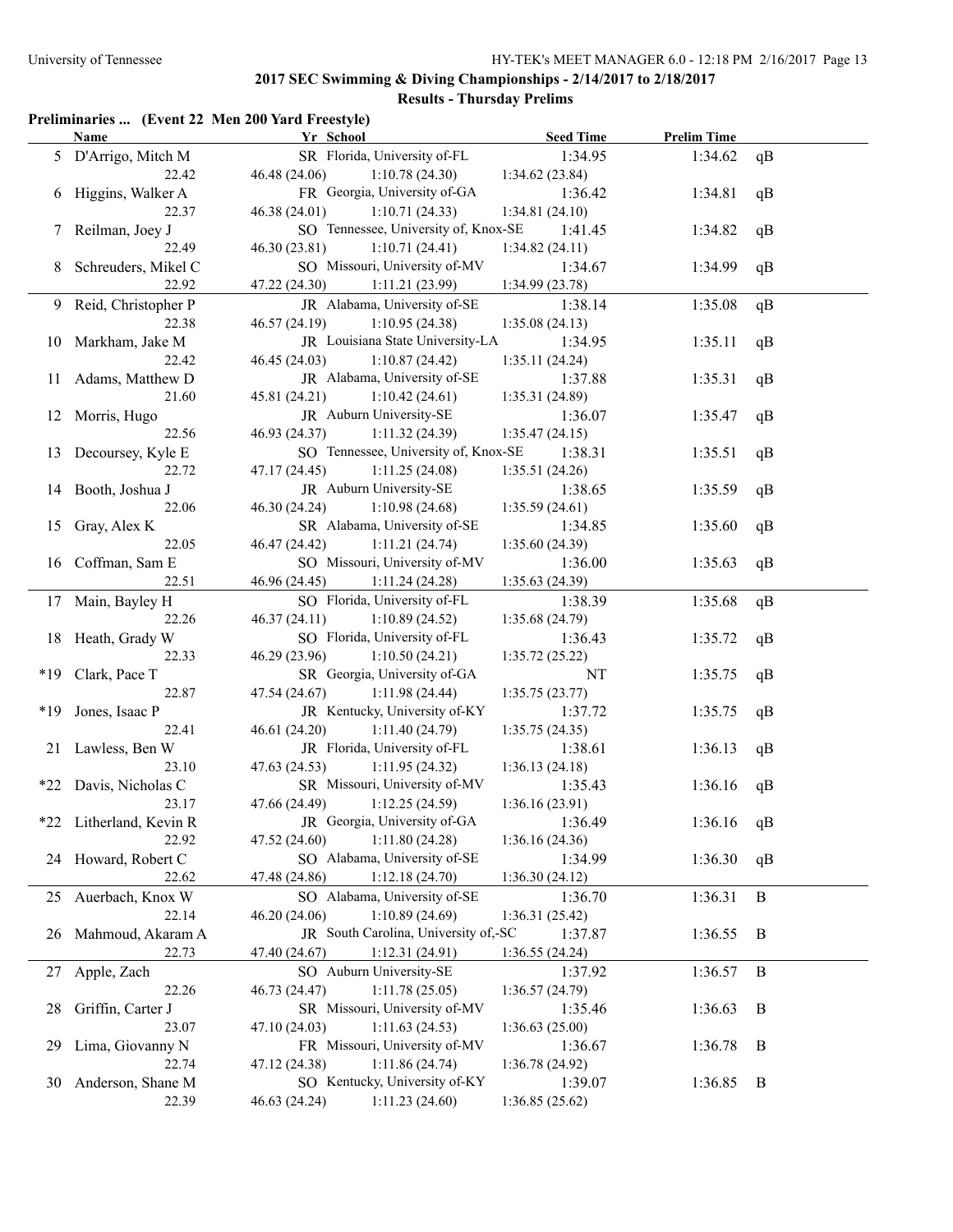## 2017 SEC Swimming & Diving Championships - 2/14/2017 to 2/18/2017

### Results - Thursday Prelims

**Preliminaries ... (Event 22 Men 200 Yard Freestyle)**

| | Name | Yr | School | Seed Time | Prelim Time | |
|---|---|---|---|---|---|---|
| 5 | D'Arrigo, Mitch M | SR | Florida, University of-FL | 1:34.95 | 1:34.62 | qB |
| | 22.42 | 46.48 (24.06) | 1:10.78 (24.30) | 1:34.62 (23.84) | | |
| 6 | Higgins, Walker A | FR | Georgia, University of-GA | 1:36.42 | 1:34.81 | qB |
| | 22.37 | 46.38 (24.01) | 1:10.71 (24.33) | 1:34.81 (24.10) | | |
| 7 | Reilman, Joey J | SO | Tennessee, University of, Knox-SE | 1:41.45 | 1:34.82 | qB |
| | 22.49 | 46.30 (23.81) | 1:10.71 (24.41) | 1:34.82 (24.11) | | |
| 8 | Schreuders, Mikel C | SO | Missouri, University of-MV | 1:34.67 | 1:34.99 | qB |
| | 22.92 | 47.22 (24.30) | 1:11.21 (23.99) | 1:34.99 (23.78) | | |
| 9 | Reid, Christopher P | JR | Alabama, University of-SE | 1:38.14 | 1:35.08 | qB |
| | 22.38 | 46.57 (24.19) | 1:10.95 (24.38) | 1:35.08 (24.13) | | |
| 10 | Markham, Jake M | JR | Louisiana State University-LA | 1:34.95 | 1:35.11 | qB |
| | 22.42 | 46.45 (24.03) | 1:10.87 (24.42) | 1:35.11 (24.24) | | |
| 11 | Adams, Matthew D | JR | Alabama, University of-SE | 1:37.88 | 1:35.31 | qB |
| | 21.60 | 45.81 (24.21) | 1:10.42 (24.61) | 1:35.31 (24.89) | | |
| 12 | Morris, Hugo | JR | Auburn University-SE | 1:36.07 | 1:35.47 | qB |
| | 22.56 | 46.93 (24.37) | 1:11.32 (24.39) | 1:35.47 (24.15) | | |
| 13 | Decoursey, Kyle E | SO | Tennessee, University of, Knox-SE | 1:38.31 | 1:35.51 | qB |
| | 22.72 | 47.17 (24.45) | 1:11.25 (24.08) | 1:35.51 (24.26) | | |
| 14 | Booth, Joshua J | JR | Auburn University-SE | 1:38.65 | 1:35.59 | qB |
| | 22.06 | 46.30 (24.24) | 1:10.98 (24.68) | 1:35.59 (24.61) | | |
| 15 | Gray, Alex K | SR | Alabama, University of-SE | 1:34.85 | 1:35.60 | qB |
| | 22.05 | 46.47 (24.42) | 1:11.21 (24.74) | 1:35.60 (24.39) | | |
| 16 | Coffman, Sam E | SO | Missouri, University of-MV | 1:36.00 | 1:35.63 | qB |
| | 22.51 | 46.96 (24.45) | 1:11.24 (24.28) | 1:35.63 (24.39) | | |
| 17 | Main, Bayley H | SO | Florida, University of-FL | 1:38.39 | 1:35.68 | qB |
| | 22.26 | 46.37 (24.11) | 1:10.89 (24.52) | 1:35.68 (24.79) | | |
| 18 | Heath, Grady W | SO | Florida, University of-FL | 1:36.43 | 1:35.72 | qB |
| | 22.33 | 46.29 (23.96) | 1:10.50 (24.21) | 1:35.72 (25.22) | | |
| *19 | Clark, Pace T | SR | Georgia, University of-GA | NT | 1:35.75 | qB |
| | 22.87 | 47.54 (24.67) | 1:11.98 (24.44) | 1:35.75 (23.77) | | |
| *19 | Jones, Isaac P | JR | Kentucky, University of-KY | 1:37.72 | 1:35.75 | qB |
| | 22.41 | 46.61 (24.20) | 1:11.40 (24.79) | 1:35.75 (24.35) | | |
| 21 | Lawless, Ben W | JR | Florida, University of-FL | 1:38.61 | 1:36.13 | qB |
| | 23.10 | 47.63 (24.53) | 1:11.95 (24.32) | 1:36.13 (24.18) | | |
| *22 | Davis, Nicholas C | SR | Missouri, University of-MV | 1:35.43 | 1:36.16 | qB |
| | 23.17 | 47.66 (24.49) | 1:12.25 (24.59) | 1:36.16 (23.91) | | |
| *22 | Litherland, Kevin R | JR | Georgia, University of-GA | 1:36.49 | 1:36.16 | qB |
| | 22.92 | 47.52 (24.60) | 1:11.80 (24.28) | 1:36.16 (24.36) | | |
| 24 | Howard, Robert C | SO | Alabama, University of-SE | 1:34.99 | 1:36.30 | qB |
| | 22.62 | 47.48 (24.86) | 1:12.18 (24.70) | 1:36.30 (24.12) | | |
| 25 | Auerbach, Knox W | SO | Alabama, University of-SE | 1:36.70 | 1:36.31 | B |
| | 22.14 | 46.20 (24.06) | 1:10.89 (24.69) | 1:36.31 (25.42) | | |
| 26 | Mahmoud, Akaram A | JR | South Carolina, University of,-SC | 1:37.87 | 1:36.55 | B |
| | 22.73 | 47.40 (24.67) | 1:12.31 (24.91) | 1:36.55 (24.24) | | |
| 27 | Apple, Zach | SO | Auburn University-SE | 1:37.92 | 1:36.57 | B |
| | 22.26 | 46.73 (24.47) | 1:11.78 (25.05) | 1:36.57 (24.79) | | |
| 28 | Griffin, Carter J | SR | Missouri, University of-MV | 1:35.46 | 1:36.63 | B |
| | 23.07 | 47.10 (24.03) | 1:11.63 (24.53) | 1:36.63 (25.00) | | |
| 29 | Lima, Giovanny N | FR | Missouri, University of-MV | 1:36.67 | 1:36.78 | B |
| | 22.74 | 47.12 (24.38) | 1:11.86 (24.74) | 1:36.78 (24.92) | | |
| 30 | Anderson, Shane M | SO | Kentucky, University of-KY | 1:39.07 | 1:36.85 | B |
| | 22.39 | 46.63 (24.24) | 1:11.23 (24.60) | 1:36.85 (25.62) | | |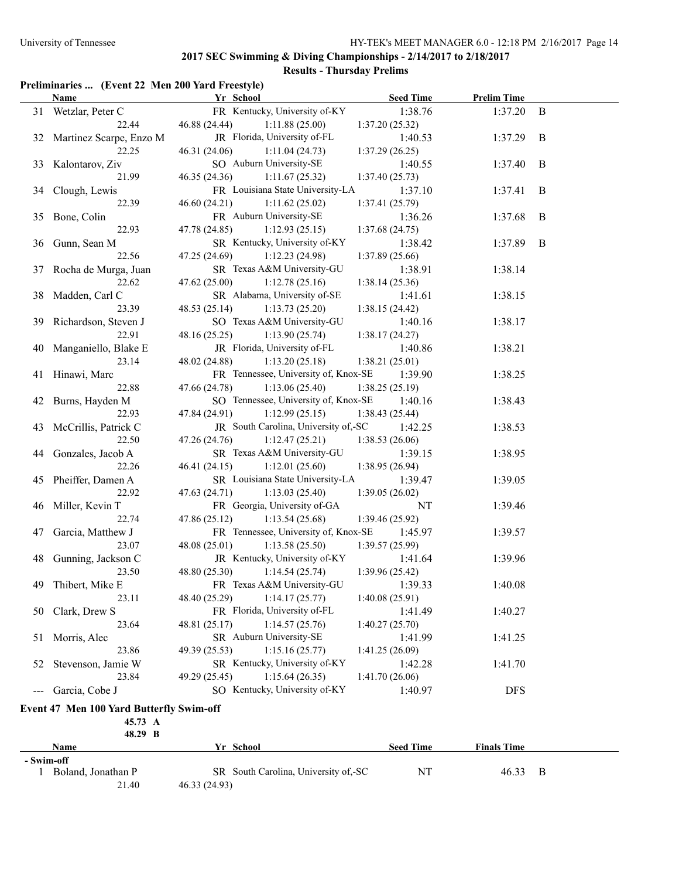## 2017 SEC Swimming & Diving Championships - 2/14/2017 to 2/18/2017

### Results - Thursday Prelims

#### Preliminaries ... (Event 22 Men 200 Yard Freestyle)

| | Name | Yr | School | Seed Time | Prelim Time | |
|---|---|---|---|---|---|---|
| 31 | Wetzlar, Peter C | FR | Kentucky, University of-KY | 1:38.76 | 1:37.20 | B |
| | 22.44 | 46.88 (24.44) | 1:11.88 (25.00) | 1:37.20 (25.32) | | |
| 32 | Martinez Scarpe, Enzo M | JR | Florida, University of-FL | 1:40.53 | 1:37.29 | B |
| | 22.25 | 46.31 (24.06) | 1:11.04 (24.73) | 1:37.29 (26.25) | | |
| 33 | Kalontarov, Ziv | SO | Auburn University-SE | 1:40.55 | 1:37.40 | B |
| | 21.99 | 46.35 (24.36) | 1:11.67 (25.32) | 1:37.40 (25.73) | | |
| 34 | Clough, Lewis | FR | Louisiana State University-LA | 1:37.10 | 1:37.41 | B |
| | 22.39 | 46.60 (24.21) | 1:11.62 (25.02) | 1:37.41 (25.79) | | |
| 35 | Bone, Colin | FR | Auburn University-SE | 1:36.26 | 1:37.68 | B |
| | 22.93 | 47.78 (24.85) | 1:12.93 (25.15) | 1:37.68 (24.75) | | |
| 36 | Gunn, Sean M | SR | Kentucky, University of-KY | 1:38.42 | 1:37.89 | B |
| | 22.56 | 47.25 (24.69) | 1:12.23 (24.98) | 1:37.89 (25.66) | | |
| 37 | Rocha de Murga, Juan | SR | Texas A&M University-GU | 1:38.91 | 1:38.14 | |
| | 22.62 | 47.62 (25.00) | 1:12.78 (25.16) | 1:38.14 (25.36) | | |
| 38 | Madden, Carl C | SR | Alabama, University of-SE | 1:41.61 | 1:38.15 | |
| | 23.39 | 48.53 (25.14) | 1:13.73 (25.20) | 1:38.15 (24.42) | | |
| 39 | Richardson, Steven J | SO | Texas A&M University-GU | 1:40.16 | 1:38.17 | |
| | 22.91 | 48.16 (25.25) | 1:13.90 (25.74) | 1:38.17 (24.27) | | |
| 40 | Manganiello, Blake E | JR | Florida, University of-FL | 1:40.86 | 1:38.21 | |
| | 23.14 | 48.02 (24.88) | 1:13.20 (25.18) | 1:38.21 (25.01) | | |
| 41 | Hinawi, Marc | FR | Tennessee, University of, Knox-SE | 1:39.90 | 1:38.25 | |
| | 22.88 | 47.66 (24.78) | 1:13.06 (25.40) | 1:38.25 (25.19) | | |
| 42 | Burns, Hayden M | SO | Tennessee, University of, Knox-SE | 1:40.16 | 1:38.43 | |
| | 22.93 | 47.84 (24.91) | 1:12.99 (25.15) | 1:38.43 (25.44) | | |
| 43 | McCrillis, Patrick C | JR | South Carolina, University of,-SC | 1:42.25 | 1:38.53 | |
| | 22.50 | 47.26 (24.76) | 1:12.47 (25.21) | 1:38.53 (26.06) | | |
| 44 | Gonzales, Jacob A | SR | Texas A&M University-GU | 1:39.15 | 1:38.95 | |
| | 22.26 | 46.41 (24.15) | 1:12.01 (25.60) | 1:38.95 (26.94) | | |
| 45 | Pheiffer, Damen A | SR | Louisiana State University-LA | 1:39.47 | 1:39.05 | |
| | 22.92 | 47.63 (24.71) | 1:13.03 (25.40) | 1:39.05 (26.02) | | |
| 46 | Miller, Kevin T | FR | Georgia, University of-GA | NT | 1:39.46 | |
| | 22.74 | 47.86 (25.12) | 1:13.54 (25.68) | 1:39.46 (25.92) | | |
| 47 | Garcia, Matthew J | FR | Tennessee, University of, Knox-SE | 1:45.97 | 1:39.57 | |
| | 23.07 | 48.08 (25.01) | 1:13.58 (25.50) | 1:39.57 (25.99) | | |
| 48 | Gunning, Jackson C | JR | Kentucky, University of-KY | 1:41.64 | 1:39.96 | |
| | 23.50 | 48.80 (25.30) | 1:14.54 (25.74) | 1:39.96 (25.42) | | |
| 49 | Thibert, Mike E | FR | Texas A&M University-GU | 1:39.33 | 1:40.08 | |
| | 23.11 | 48.40 (25.29) | 1:14.17 (25.77) | 1:40.08 (25.91) | | |
| 50 | Clark, Drew S | FR | Florida, University of-FL | 1:41.49 | 1:40.27 | |
| | 23.64 | 48.81 (25.17) | 1:14.57 (25.76) | 1:40.27 (25.70) | | |
| 51 | Morris, Alec | SR | Auburn University-SE | 1:41.99 | 1:41.25 | |
| | 23.86 | 49.39 (25.53) | 1:15.16 (25.77) | 1:41.25 (26.09) | | |
| 52 | Stevenson, Jamie W | SR | Kentucky, University of-KY | 1:42.28 | 1:41.70 | |
| | 23.84 | 49.29 (25.45) | 1:15.64 (26.35) | 1:41.70 (26.06) | | |
| --- | Garcia, Cobe J | SO | Kentucky, University of-KY | 1:40.97 | DFS | |

#### Event 47 Men 100 Yard Butterfly Swim-off

45.73 A
48.29 B

| | Name | Yr | School | Seed Time | Finals Time | |
|---|---|---|---|---|---|---|
| **- Swim-off** | | | | | | |
| 1 | Boland, Jonathan P | SR | South Carolina, University of,-SC | NT | 46.33 | B |
| | 21.40 | 46.33 (24.93) | | | | |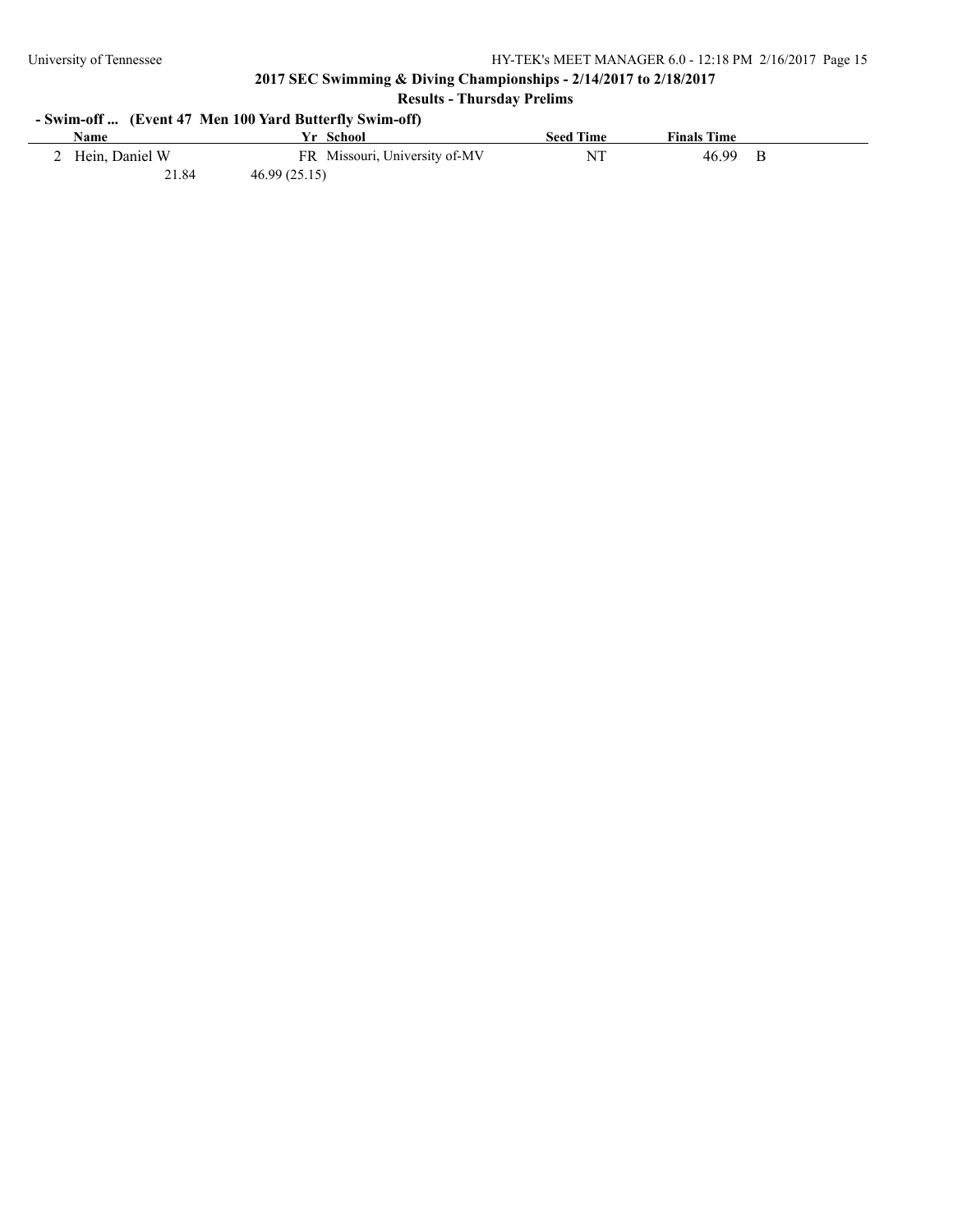## - Swim-off ... (Event 47 Men 100 Yard Butterfly Swim-off)

| | Name | Yr | School | Seed Time | Finals Time | |
|---|---|---|---|---|---|---|
| 2 | Hein, Daniel W | FR | Missouri, University of-MV | NT | 46.99 | B |
| | 21.84 | 46.99 (25.15) | | | | |